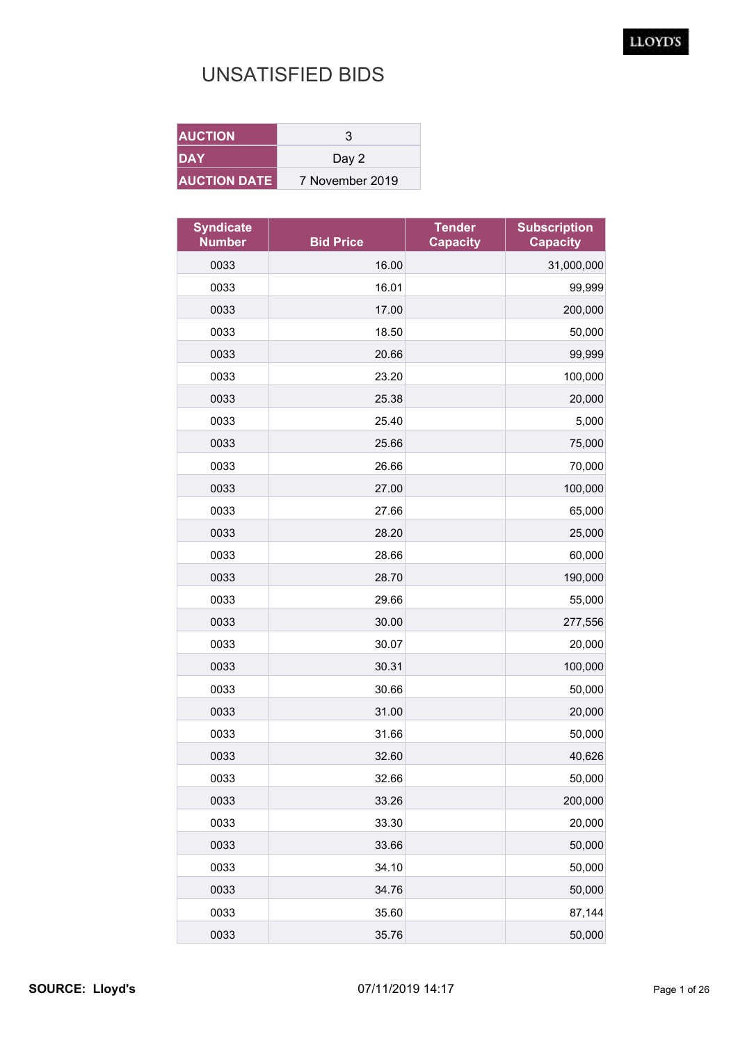# UNSATISFIED BIDS

| AUCTION | 3 |
|---|---|
| DAY | Day 2 |
| AUCTION DATE | 7 November 2019 |

| Syndicate Number | Bid Price | Tender Capacity | Subscription Capacity |
|---|---|---|---|
| 0033 | 16.00 | | 31,000,000 |
| 0033 | 16.01 | | 99,999 |
| 0033 | 17.00 | | 200,000 |
| 0033 | 18.50 | | 50,000 |
| 0033 | 20.66 | | 99,999 |
| 0033 | 23.20 | | 100,000 |
| 0033 | 25.38 | | 20,000 |
| 0033 | 25.40 | | 5,000 |
| 0033 | 25.66 | | 75,000 |
| 0033 | 26.66 | | 70,000 |
| 0033 | 27.00 | | 100,000 |
| 0033 | 27.66 | | 65,000 |
| 0033 | 28.20 | | 25,000 |
| 0033 | 28.66 | | 60,000 |
| 0033 | 28.70 | | 190,000 |
| 0033 | 29.66 | | 55,000 |
| 0033 | 30.00 | | 277,556 |
| 0033 | 30.07 | | 20,000 |
| 0033 | 30.31 | | 100,000 |
| 0033 | 30.66 | | 50,000 |
| 0033 | 31.00 | | 20,000 |
| 0033 | 31.66 | | 50,000 |
| 0033 | 32.60 | | 40,626 |
| 0033 | 32.66 | | 50,000 |
| 0033 | 33.26 | | 200,000 |
| 0033 | 33.30 | | 20,000 |
| 0033 | 33.66 | | 50,000 |
| 0033 | 34.10 | | 50,000 |
| 0033 | 34.76 | | 50,000 |
| 0033 | 35.60 | | 87,144 |
| 0033 | 35.76 | | 50,000 |

**SOURCE: Lloyd's** 07/11/2019 14:17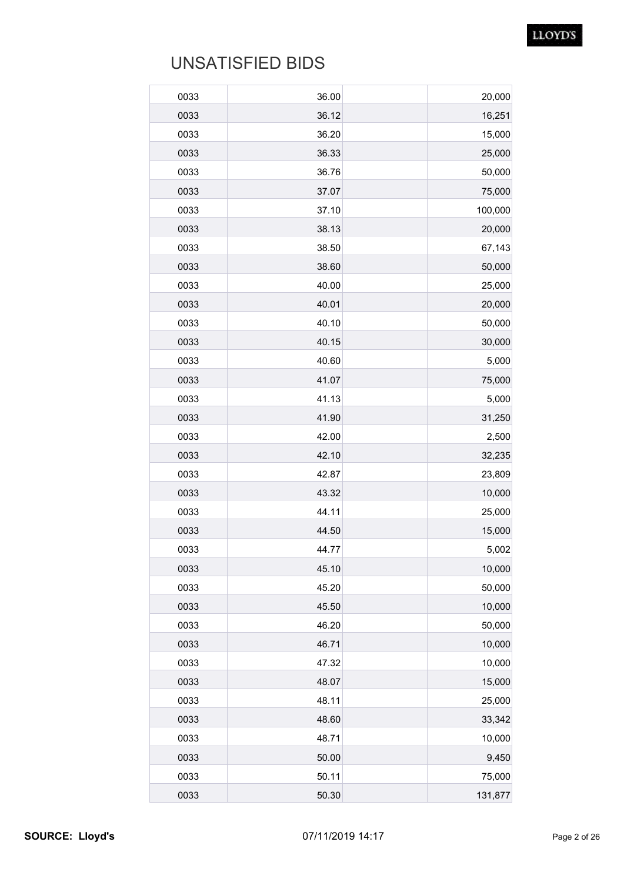# UNSATISFIED BIDS

| | | | |
|---|---|---|---|
| 0033 | 36.00 | | 20,000 |
| 0033 | 36.12 | | 16,251 |
| 0033 | 36.20 | | 15,000 |
| 0033 | 36.33 | | 25,000 |
| 0033 | 36.76 | | 50,000 |
| 0033 | 37.07 | | 75,000 |
| 0033 | 37.10 | | 100,000 |
| 0033 | 38.13 | | 20,000 |
| 0033 | 38.50 | | 67,143 |
| 0033 | 38.60 | | 50,000 |
| 0033 | 40.00 | | 25,000 |
| 0033 | 40.01 | | 20,000 |
| 0033 | 40.10 | | 50,000 |
| 0033 | 40.15 | | 30,000 |
| 0033 | 40.60 | | 5,000 |
| 0033 | 41.07 | | 75,000 |
| 0033 | 41.13 | | 5,000 |
| 0033 | 41.90 | | 31,250 |
| 0033 | 42.00 | | 2,500 |
| 0033 | 42.10 | | 32,235 |
| 0033 | 42.87 | | 23,809 |
| 0033 | 43.32 | | 10,000 |
| 0033 | 44.11 | | 25,000 |
| 0033 | 44.50 | | 15,000 |
| 0033 | 44.77 | | 5,002 |
| 0033 | 45.10 | | 10,000 |
| 0033 | 45.20 | | 50,000 |
| 0033 | 45.50 | | 10,000 |
| 0033 | 46.20 | | 50,000 |
| 0033 | 46.71 | | 10,000 |
| 0033 | 47.32 | | 10,000 |
| 0033 | 48.07 | | 15,000 |
| 0033 | 48.11 | | 25,000 |
| 0033 | 48.60 | | 33,342 |
| 0033 | 48.71 | | 10,000 |
| 0033 | 50.00 | | 9,450 |
| 0033 | 50.11 | | 75,000 |
| 0033 | 50.30 | | 131,877 |

**SOURCE: Lloyd's** 07/11/2019 14:17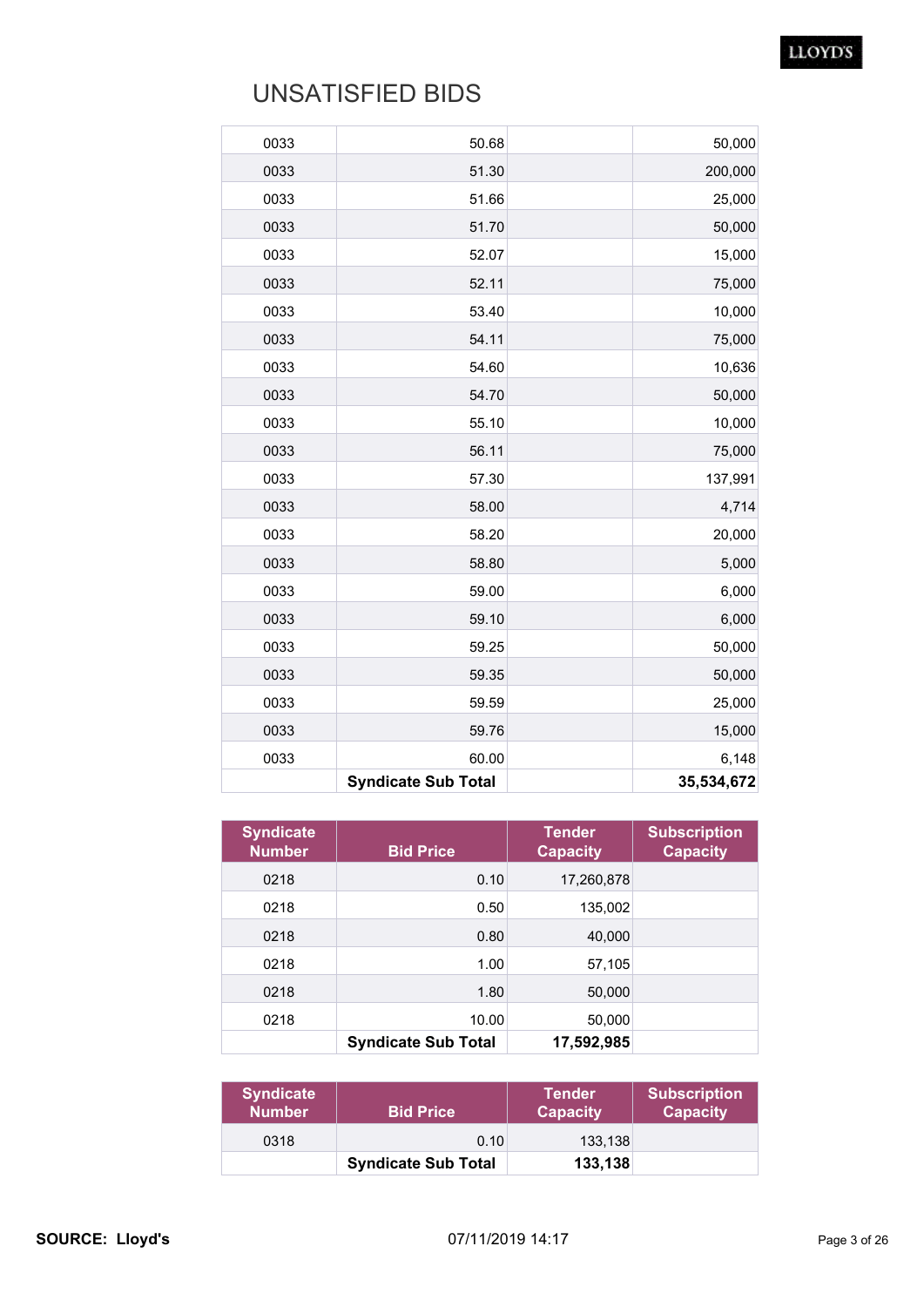# UNSATISFIED BIDS

| | | | |
|---|---|---|---|
| 0033 | 50.68 | | 50,000 |
| 0033 | 51.30 | | 200,000 |
| 0033 | 51.66 | | 25,000 |
| 0033 | 51.70 | | 50,000 |
| 0033 | 52.07 | | 15,000 |
| 0033 | 52.11 | | 75,000 |
| 0033 | 53.40 | | 10,000 |
| 0033 | 54.11 | | 75,000 |
| 0033 | 54.60 | | 10,636 |
| 0033 | 54.70 | | 50,000 |
| 0033 | 55.10 | | 10,000 |
| 0033 | 56.11 | | 75,000 |
| 0033 | 57.30 | | 137,991 |
| 0033 | 58.00 | | 4,714 |
| 0033 | 58.20 | | 20,000 |
| 0033 | 58.80 | | 5,000 |
| 0033 | 59.00 | | 6,000 |
| 0033 | 59.10 | | 6,000 |
| 0033 | 59.25 | | 50,000 |
| 0033 | 59.35 | | 50,000 |
| 0033 | 59.59 | | 25,000 |
| 0033 | 59.76 | | 15,000 |
| 0033 | 60.00 | | 6,148 |
| | **Syndicate Sub Total** | | **35,534,672** |

| Syndicate Number | Bid Price | Tender Capacity | Subscription Capacity |
|---|---|---|---|
| 0218 | 0.10 | 17,260,878 | |
| 0218 | 0.50 | 135,002 | |
| 0218 | 0.80 | 40,000 | |
| 0218 | 1.00 | 57,105 | |
| 0218 | 1.80 | 50,000 | |
| 0218 | 10.00 | 50,000 | |
| | **Syndicate Sub Total** | **17,592,985** | |

| Syndicate Number | Bid Price | Tender Capacity | Subscription Capacity |
|---|---|---|---|
| 0318 | 0.10 | 133,138 | |
| | **Syndicate Sub Total** | **133,138** | |

**SOURCE: Lloyd's** 07/11/2019 14:17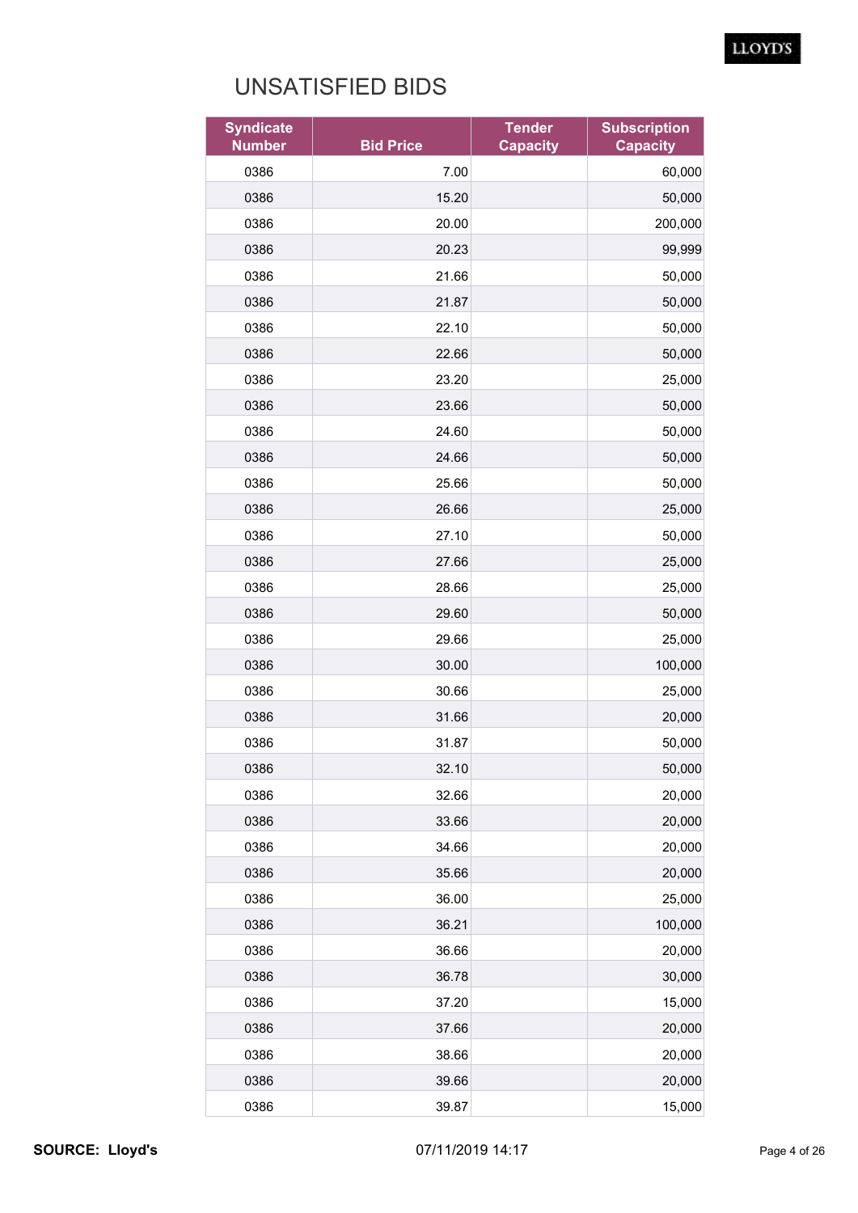# UNSATISFIED BIDS

| Syndicate Number | Bid Price | Tender Capacity | Subscription Capacity |
|---|---|---|---|
| 0386 | 7.00 | | 60,000 |
| 0386 | 15.20 | | 50,000 |
| 0386 | 20.00 | | 200,000 |
| 0386 | 20.23 | | 99,999 |
| 0386 | 21.66 | | 50,000 |
| 0386 | 21.87 | | 50,000 |
| 0386 | 22.10 | | 50,000 |
| 0386 | 22.66 | | 50,000 |
| 0386 | 23.20 | | 25,000 |
| 0386 | 23.66 | | 50,000 |
| 0386 | 24.60 | | 50,000 |
| 0386 | 24.66 | | 50,000 |
| 0386 | 25.66 | | 50,000 |
| 0386 | 26.66 | | 25,000 |
| 0386 | 27.10 | | 50,000 |
| 0386 | 27.66 | | 25,000 |
| 0386 | 28.66 | | 25,000 |
| 0386 | 29.60 | | 50,000 |
| 0386 | 29.66 | | 25,000 |
| 0386 | 30.00 | | 100,000 |
| 0386 | 30.66 | | 25,000 |
| 0386 | 31.66 | | 20,000 |
| 0386 | 31.87 | | 50,000 |
| 0386 | 32.10 | | 50,000 |
| 0386 | 32.66 | | 20,000 |
| 0386 | 33.66 | | 20,000 |
| 0386 | 34.66 | | 20,000 |
| 0386 | 35.66 | | 20,000 |
| 0386 | 36.00 | | 25,000 |
| 0386 | 36.21 | | 100,000 |
| 0386 | 36.66 | | 20,000 |
| 0386 | 36.78 | | 30,000 |
| 0386 | 37.20 | | 15,000 |
| 0386 | 37.66 | | 20,000 |
| 0386 | 38.66 | | 20,000 |
| 0386 | 39.66 | | 20,000 |
| 0386 | 39.87 | | 15,000 |

**SOURCE: Lloyd's** 07/11/2019 14:17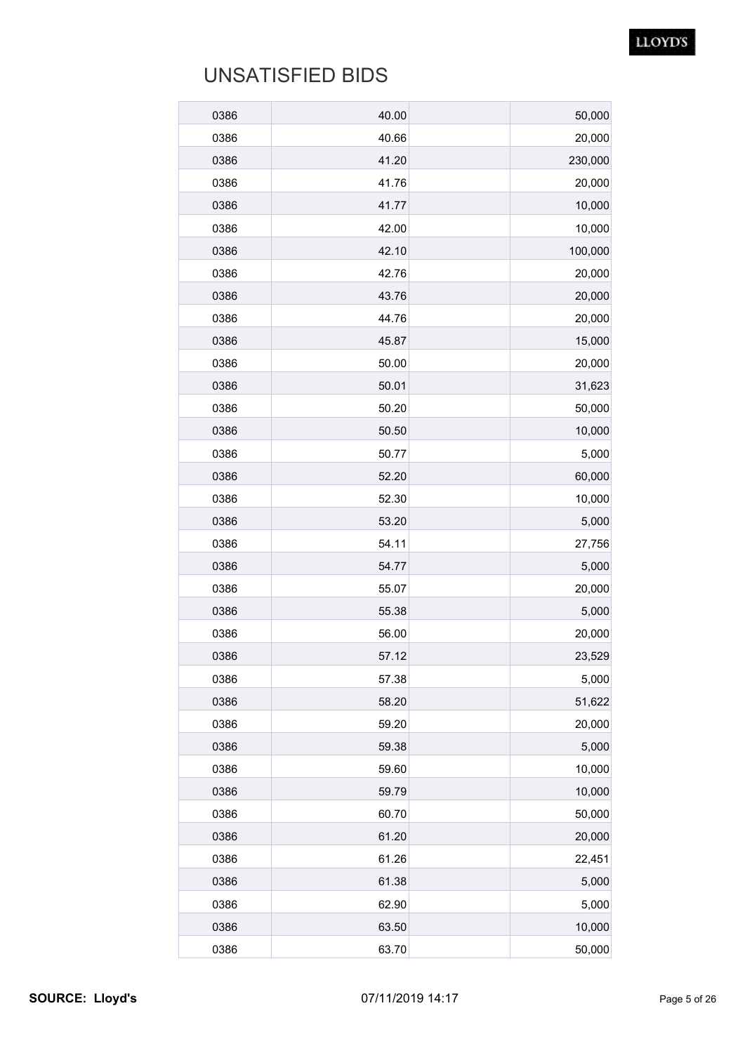# UNSATISFIED BIDS

| | | | |
|---|---|---|---|
| 0386 | 40.00 | | 50,000 |
| 0386 | 40.66 | | 20,000 |
| 0386 | 41.20 | | 230,000 |
| 0386 | 41.76 | | 20,000 |
| 0386 | 41.77 | | 10,000 |
| 0386 | 42.00 | | 10,000 |
| 0386 | 42.10 | | 100,000 |
| 0386 | 42.76 | | 20,000 |
| 0386 | 43.76 | | 20,000 |
| 0386 | 44.76 | | 20,000 |
| 0386 | 45.87 | | 15,000 |
| 0386 | 50.00 | | 20,000 |
| 0386 | 50.01 | | 31,623 |
| 0386 | 50.20 | | 50,000 |
| 0386 | 50.50 | | 10,000 |
| 0386 | 50.77 | | 5,000 |
| 0386 | 52.20 | | 60,000 |
| 0386 | 52.30 | | 10,000 |
| 0386 | 53.20 | | 5,000 |
| 0386 | 54.11 | | 27,756 |
| 0386 | 54.77 | | 5,000 |
| 0386 | 55.07 | | 20,000 |
| 0386 | 55.38 | | 5,000 |
| 0386 | 56.00 | | 20,000 |
| 0386 | 57.12 | | 23,529 |
| 0386 | 57.38 | | 5,000 |
| 0386 | 58.20 | | 51,622 |
| 0386 | 59.20 | | 20,000 |
| 0386 | 59.38 | | 5,000 |
| 0386 | 59.60 | | 10,000 |
| 0386 | 59.79 | | 10,000 |
| 0386 | 60.70 | | 50,000 |
| 0386 | 61.20 | | 20,000 |
| 0386 | 61.26 | | 22,451 |
| 0386 | 61.38 | | 5,000 |
| 0386 | 62.90 | | 5,000 |
| 0386 | 63.50 | | 10,000 |
| 0386 | 63.70 | | 50,000 |

**SOURCE: Lloyd's** 07/11/2019 14:17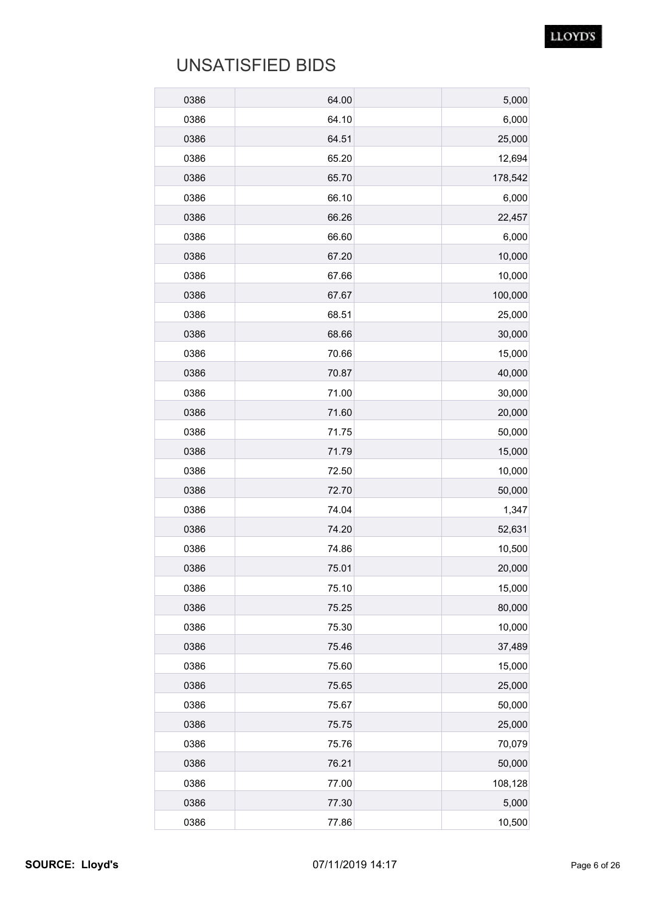# UNSATISFIED BIDS

| | | | |
|---|---|---|---|
| 0386 | 64.00 | | 5,000 |
| 0386 | 64.10 | | 6,000 |
| 0386 | 64.51 | | 25,000 |
| 0386 | 65.20 | | 12,694 |
| 0386 | 65.70 | | 178,542 |
| 0386 | 66.10 | | 6,000 |
| 0386 | 66.26 | | 22,457 |
| 0386 | 66.60 | | 6,000 |
| 0386 | 67.20 | | 10,000 |
| 0386 | 67.66 | | 10,000 |
| 0386 | 67.67 | | 100,000 |
| 0386 | 68.51 | | 25,000 |
| 0386 | 68.66 | | 30,000 |
| 0386 | 70.66 | | 15,000 |
| 0386 | 70.87 | | 40,000 |
| 0386 | 71.00 | | 30,000 |
| 0386 | 71.60 | | 20,000 |
| 0386 | 71.75 | | 50,000 |
| 0386 | 71.79 | | 15,000 |
| 0386 | 72.50 | | 10,000 |
| 0386 | 72.70 | | 50,000 |
| 0386 | 74.04 | | 1,347 |
| 0386 | 74.20 | | 52,631 |
| 0386 | 74.86 | | 10,500 |
| 0386 | 75.01 | | 20,000 |
| 0386 | 75.10 | | 15,000 |
| 0386 | 75.25 | | 80,000 |
| 0386 | 75.30 | | 10,000 |
| 0386 | 75.46 | | 37,489 |
| 0386 | 75.60 | | 15,000 |
| 0386 | 75.65 | | 25,000 |
| 0386 | 75.67 | | 50,000 |
| 0386 | 75.75 | | 25,000 |
| 0386 | 75.76 | | 70,079 |
| 0386 | 76.21 | | 50,000 |
| 0386 | 77.00 | | 108,128 |
| 0386 | 77.30 | | 5,000 |
| 0386 | 77.86 | | 10,500 |

**SOURCE: Lloyd's** 07/11/2019 14:17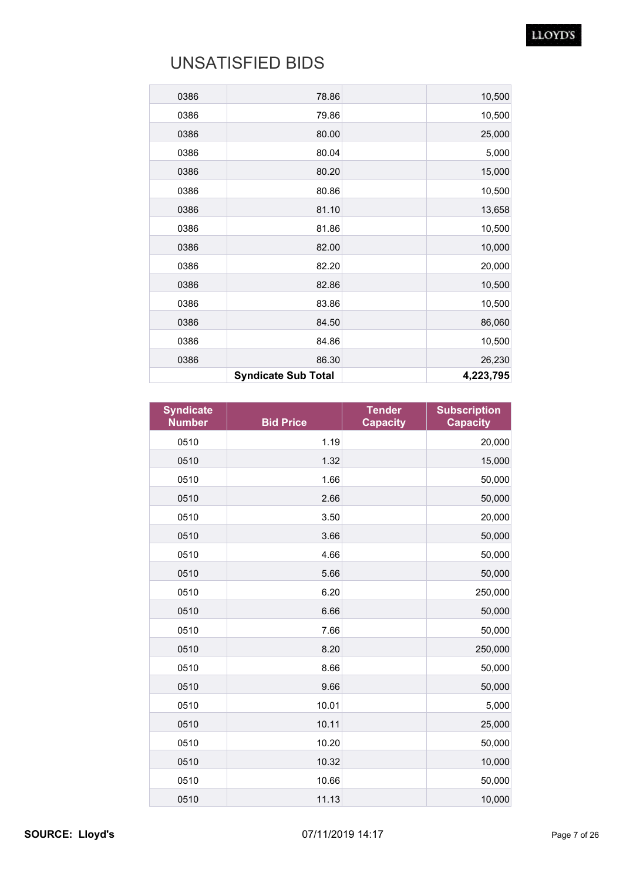# UNSATISFIED BIDS

| | | | |
|---|---|---|---|
| 0386 | 78.86 | | 10,500 |
| 0386 | 79.86 | | 10,500 |
| 0386 | 80.00 | | 25,000 |
| 0386 | 80.04 | | 5,000 |
| 0386 | 80.20 | | 15,000 |
| 0386 | 80.86 | | 10,500 |
| 0386 | 81.10 | | 13,658 |
| 0386 | 81.86 | | 10,500 |
| 0386 | 82.00 | | 10,000 |
| 0386 | 82.20 | | 20,000 |
| 0386 | 82.86 | | 10,500 |
| 0386 | 83.86 | | 10,500 |
| 0386 | 84.50 | | 86,060 |
| 0386 | 84.86 | | 10,500 |
| 0386 | 86.30 | | 26,230 |
| | **Syndicate Sub Total** | | **4,223,795** |

| Syndicate Number | Bid Price | Tender Capacity | Subscription Capacity |
|---|---|---|---|
| 0510 | 1.19 | | 20,000 |
| 0510 | 1.32 | | 15,000 |
| 0510 | 1.66 | | 50,000 |
| 0510 | 2.66 | | 50,000 |
| 0510 | 3.50 | | 20,000 |
| 0510 | 3.66 | | 50,000 |
| 0510 | 4.66 | | 50,000 |
| 0510 | 5.66 | | 50,000 |
| 0510 | 6.20 | | 250,000 |
| 0510 | 6.66 | | 50,000 |
| 0510 | 7.66 | | 50,000 |
| 0510 | 8.20 | | 250,000 |
| 0510 | 8.66 | | 50,000 |
| 0510 | 9.66 | | 50,000 |
| 0510 | 10.01 | | 5,000 |
| 0510 | 10.11 | | 25,000 |
| 0510 | 10.20 | | 50,000 |
| 0510 | 10.32 | | 10,000 |
| 0510 | 10.66 | | 50,000 |
| 0510 | 11.13 | | 10,000 |

**SOURCE: Lloyd's** 07/11/2019 14:17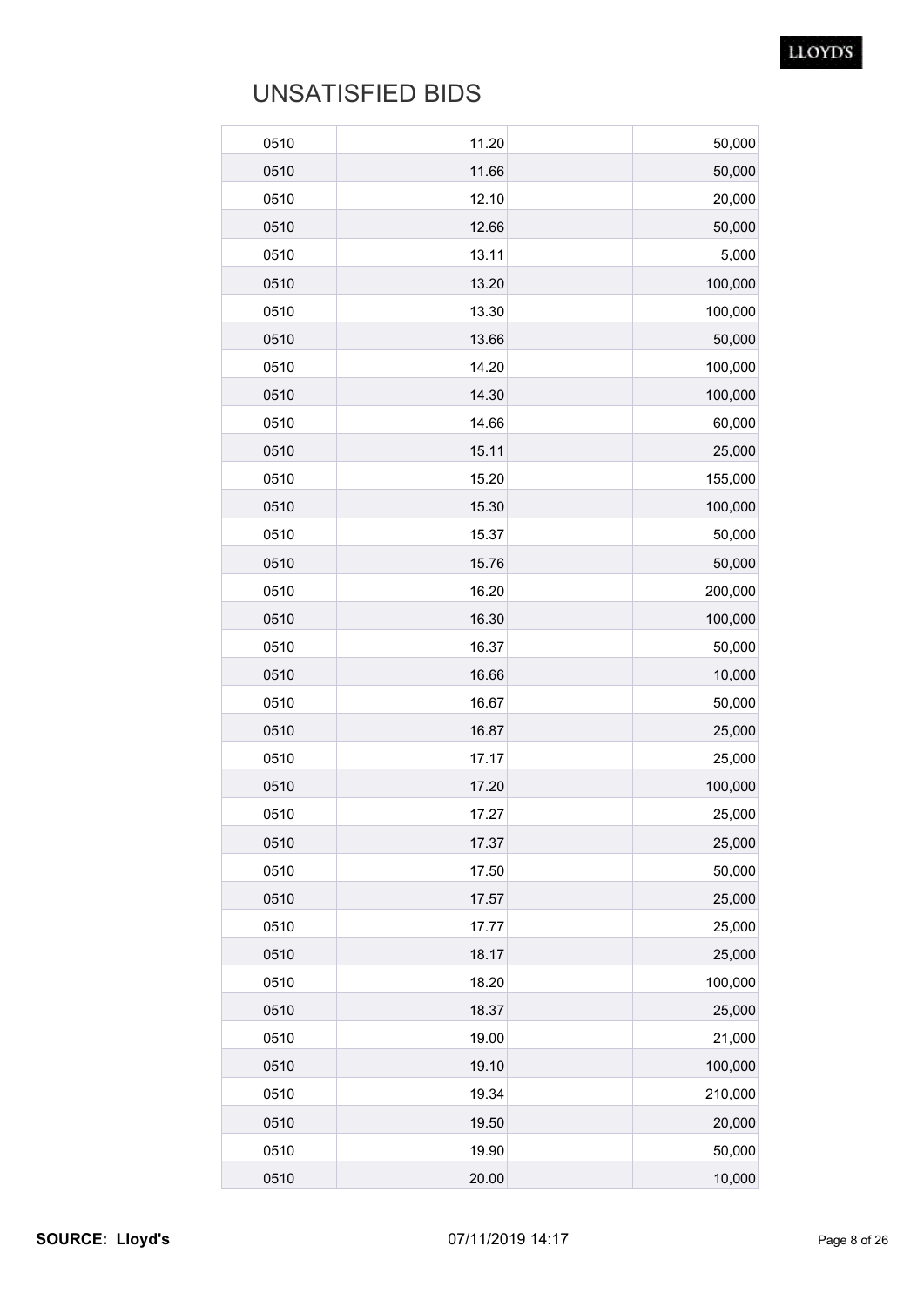# UNSATISFIED BIDS

| | | | |
|---|---|---|---|
| 0510 | 11.20 | | 50,000 |
| 0510 | 11.66 | | 50,000 |
| 0510 | 12.10 | | 20,000 |
| 0510 | 12.66 | | 50,000 |
| 0510 | 13.11 | | 5,000 |
| 0510 | 13.20 | | 100,000 |
| 0510 | 13.30 | | 100,000 |
| 0510 | 13.66 | | 50,000 |
| 0510 | 14.20 | | 100,000 |
| 0510 | 14.30 | | 100,000 |
| 0510 | 14.66 | | 60,000 |
| 0510 | 15.11 | | 25,000 |
| 0510 | 15.20 | | 155,000 |
| 0510 | 15.30 | | 100,000 |
| 0510 | 15.37 | | 50,000 |
| 0510 | 15.76 | | 50,000 |
| 0510 | 16.20 | | 200,000 |
| 0510 | 16.30 | | 100,000 |
| 0510 | 16.37 | | 50,000 |
| 0510 | 16.66 | | 10,000 |
| 0510 | 16.67 | | 50,000 |
| 0510 | 16.87 | | 25,000 |
| 0510 | 17.17 | | 25,000 |
| 0510 | 17.20 | | 100,000 |
| 0510 | 17.27 | | 25,000 |
| 0510 | 17.37 | | 25,000 |
| 0510 | 17.50 | | 50,000 |
| 0510 | 17.57 | | 25,000 |
| 0510 | 17.77 | | 25,000 |
| 0510 | 18.17 | | 25,000 |
| 0510 | 18.20 | | 100,000 |
| 0510 | 18.37 | | 25,000 |
| 0510 | 19.00 | | 21,000 |
| 0510 | 19.10 | | 100,000 |
| 0510 | 19.34 | | 210,000 |
| 0510 | 19.50 | | 20,000 |
| 0510 | 19.90 | | 50,000 |
| 0510 | 20.00 | | 10,000 |

**SOURCE: Lloyd's** 07/11/2019 14:17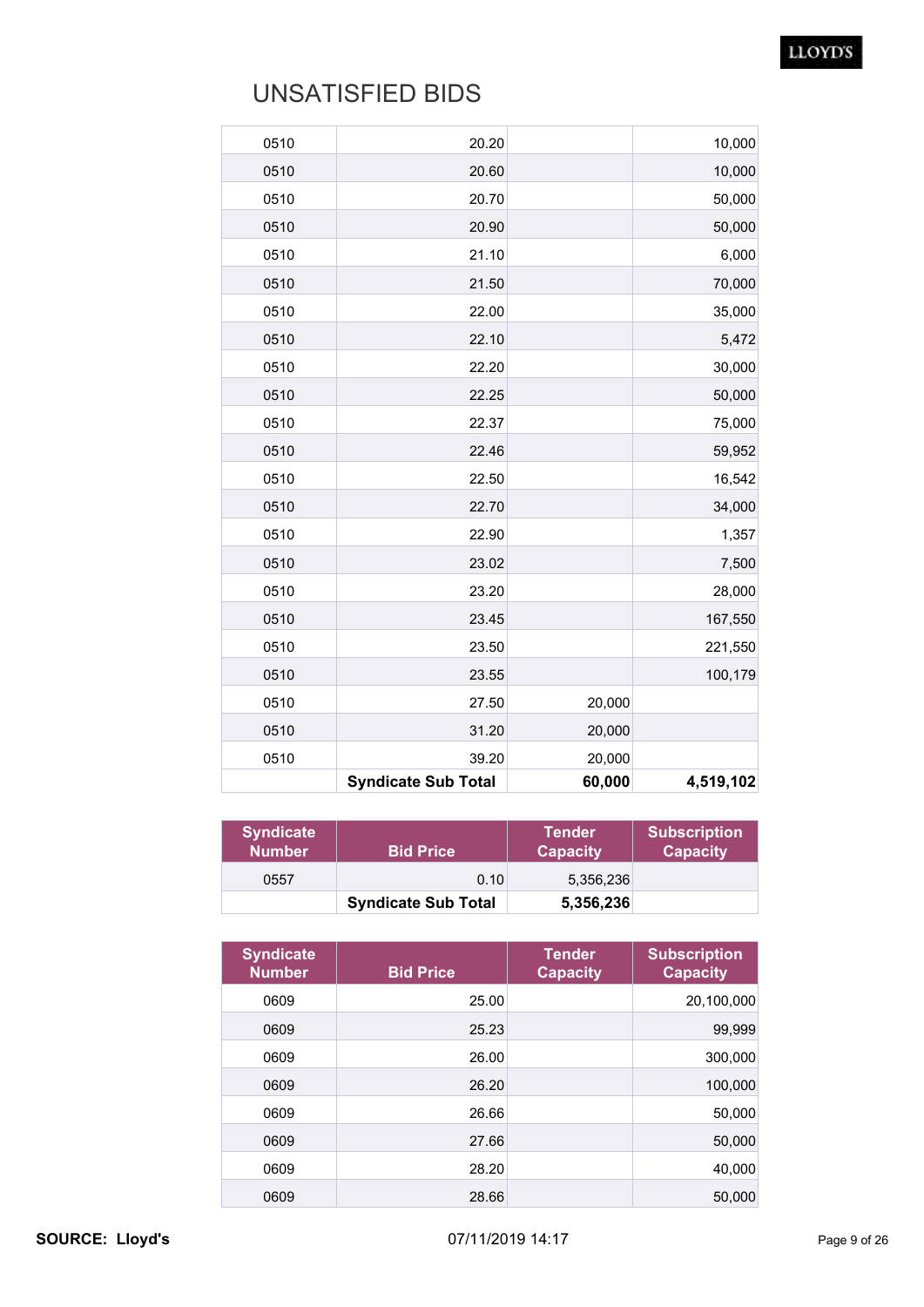# UNSATISFIED BIDS

| Syndicate Number | Bid Price | Tender Capacity | Subscription Capacity |
|---|---|---|---|
| 0510 | 20.20 | | 10,000 |
| 0510 | 20.60 | | 10,000 |
| 0510 | 20.70 | | 50,000 |
| 0510 | 20.90 | | 50,000 |
| 0510 | 21.10 | | 6,000 |
| 0510 | 21.50 | | 70,000 |
| 0510 | 22.00 | | 35,000 |
| 0510 | 22.10 | | 5,472 |
| 0510 | 22.20 | | 30,000 |
| 0510 | 22.25 | | 50,000 |
| 0510 | 22.37 | | 75,000 |
| 0510 | 22.46 | | 59,952 |
| 0510 | 22.50 | | 16,542 |
| 0510 | 22.70 | | 34,000 |
| 0510 | 22.90 | | 1,357 |
| 0510 | 23.02 | | 7,500 |
| 0510 | 23.20 | | 28,000 |
| 0510 | 23.45 | | 167,550 |
| 0510 | 23.50 | | 221,550 |
| 0510 | 23.55 | | 100,179 |
| 0510 | 27.50 | 20,000 | |
| 0510 | 31.20 | 20,000 | |
| 0510 | 39.20 | 20,000 | |
| | **Syndicate Sub Total** | **60,000** | **4,519,102** |

| Syndicate Number | Bid Price | Tender Capacity | Subscription Capacity |
|---|---|---|---|
| 0557 | 0.10 | 5,356,236 | |
| | **Syndicate Sub Total** | **5,356,236** | |

| Syndicate Number | Bid Price | Tender Capacity | Subscription Capacity |
|---|---|---|---|
| 0609 | 25.00 | | 20,100,000 |
| 0609 | 25.23 | | 99,999 |
| 0609 | 26.00 | | 300,000 |
| 0609 | 26.20 | | 100,000 |
| 0609 | 26.66 | | 50,000 |
| 0609 | 27.66 | | 50,000 |
| 0609 | 28.20 | | 40,000 |
| 0609 | 28.66 | | 50,000 |

**SOURCE: Lloyd's** 07/11/2019 14:17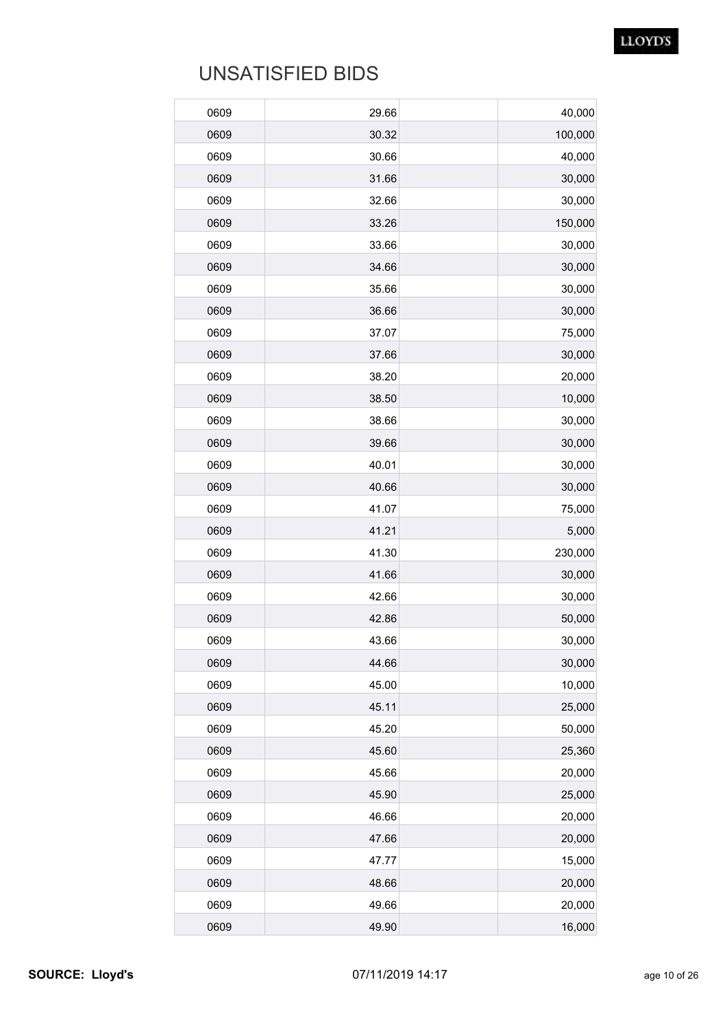# UNSATISFIED BIDS

| | | | |
|---|---|---|---|
| 0609 | 29.66 | | 40,000 |
| 0609 | 30.32 | | 100,000 |
| 0609 | 30.66 | | 40,000 |
| 0609 | 31.66 | | 30,000 |
| 0609 | 32.66 | | 30,000 |
| 0609 | 33.26 | | 150,000 |
| 0609 | 33.66 | | 30,000 |
| 0609 | 34.66 | | 30,000 |
| 0609 | 35.66 | | 30,000 |
| 0609 | 36.66 | | 30,000 |
| 0609 | 37.07 | | 75,000 |
| 0609 | 37.66 | | 30,000 |
| 0609 | 38.20 | | 20,000 |
| 0609 | 38.50 | | 10,000 |
| 0609 | 38.66 | | 30,000 |
| 0609 | 39.66 | | 30,000 |
| 0609 | 40.01 | | 30,000 |
| 0609 | 40.66 | | 30,000 |
| 0609 | 41.07 | | 75,000 |
| 0609 | 41.21 | | 5,000 |
| 0609 | 41.30 | | 230,000 |
| 0609 | 41.66 | | 30,000 |
| 0609 | 42.66 | | 30,000 |
| 0609 | 42.86 | | 50,000 |
| 0609 | 43.66 | | 30,000 |
| 0609 | 44.66 | | 30,000 |
| 0609 | 45.00 | | 10,000 |
| 0609 | 45.11 | | 25,000 |
| 0609 | 45.20 | | 50,000 |
| 0609 | 45.60 | | 25,360 |
| 0609 | 45.66 | | 20,000 |
| 0609 | 45.90 | | 25,000 |
| 0609 | 46.66 | | 20,000 |
| 0609 | 47.66 | | 20,000 |
| 0609 | 47.77 | | 15,000 |
| 0609 | 48.66 | | 20,000 |
| 0609 | 49.66 | | 20,000 |
| 0609 | 49.90 | | 16,000 |

**SOURCE: Lloyd's** 07/11/2019 14:17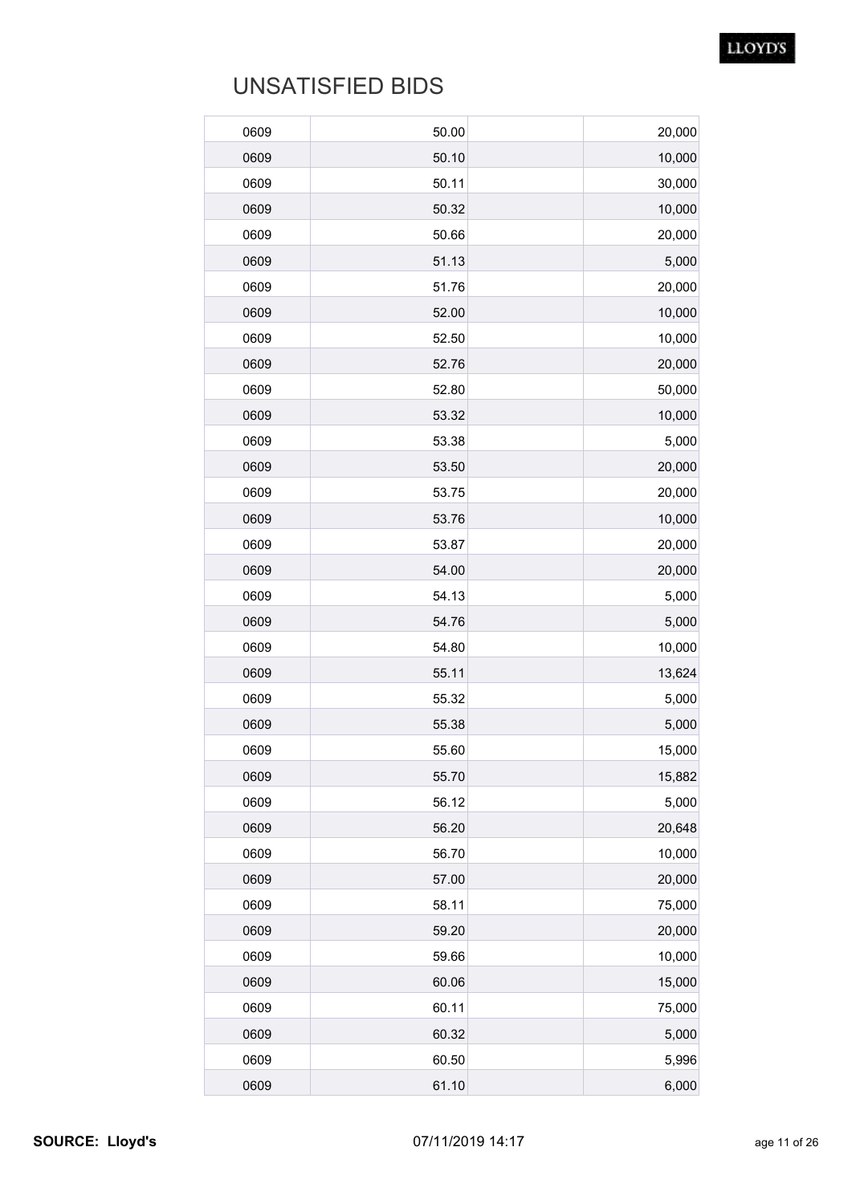# UNSATISFIED BIDS

| | | | |
|---|---|---|---|
| 0609 | 50.00 | | 20,000 |
| 0609 | 50.10 | | 10,000 |
| 0609 | 50.11 | | 30,000 |
| 0609 | 50.32 | | 10,000 |
| 0609 | 50.66 | | 20,000 |
| 0609 | 51.13 | | 5,000 |
| 0609 | 51.76 | | 20,000 |
| 0609 | 52.00 | | 10,000 |
| 0609 | 52.50 | | 10,000 |
| 0609 | 52.76 | | 20,000 |
| 0609 | 52.80 | | 50,000 |
| 0609 | 53.32 | | 10,000 |
| 0609 | 53.38 | | 5,000 |
| 0609 | 53.50 | | 20,000 |
| 0609 | 53.75 | | 20,000 |
| 0609 | 53.76 | | 10,000 |
| 0609 | 53.87 | | 20,000 |
| 0609 | 54.00 | | 20,000 |
| 0609 | 54.13 | | 5,000 |
| 0609 | 54.76 | | 5,000 |
| 0609 | 54.80 | | 10,000 |
| 0609 | 55.11 | | 13,624 |
| 0609 | 55.32 | | 5,000 |
| 0609 | 55.38 | | 5,000 |
| 0609 | 55.60 | | 15,000 |
| 0609 | 55.70 | | 15,882 |
| 0609 | 56.12 | | 5,000 |
| 0609 | 56.20 | | 20,648 |
| 0609 | 56.70 | | 10,000 |
| 0609 | 57.00 | | 20,000 |
| 0609 | 58.11 | | 75,000 |
| 0609 | 59.20 | | 20,000 |
| 0609 | 59.66 | | 10,000 |
| 0609 | 60.06 | | 15,000 |
| 0609 | 60.11 | | 75,000 |
| 0609 | 60.32 | | 5,000 |
| 0609 | 60.50 | | 5,996 |
| 0609 | 61.10 | | 6,000 |

**SOURCE: Lloyd's** 07/11/2019 14:17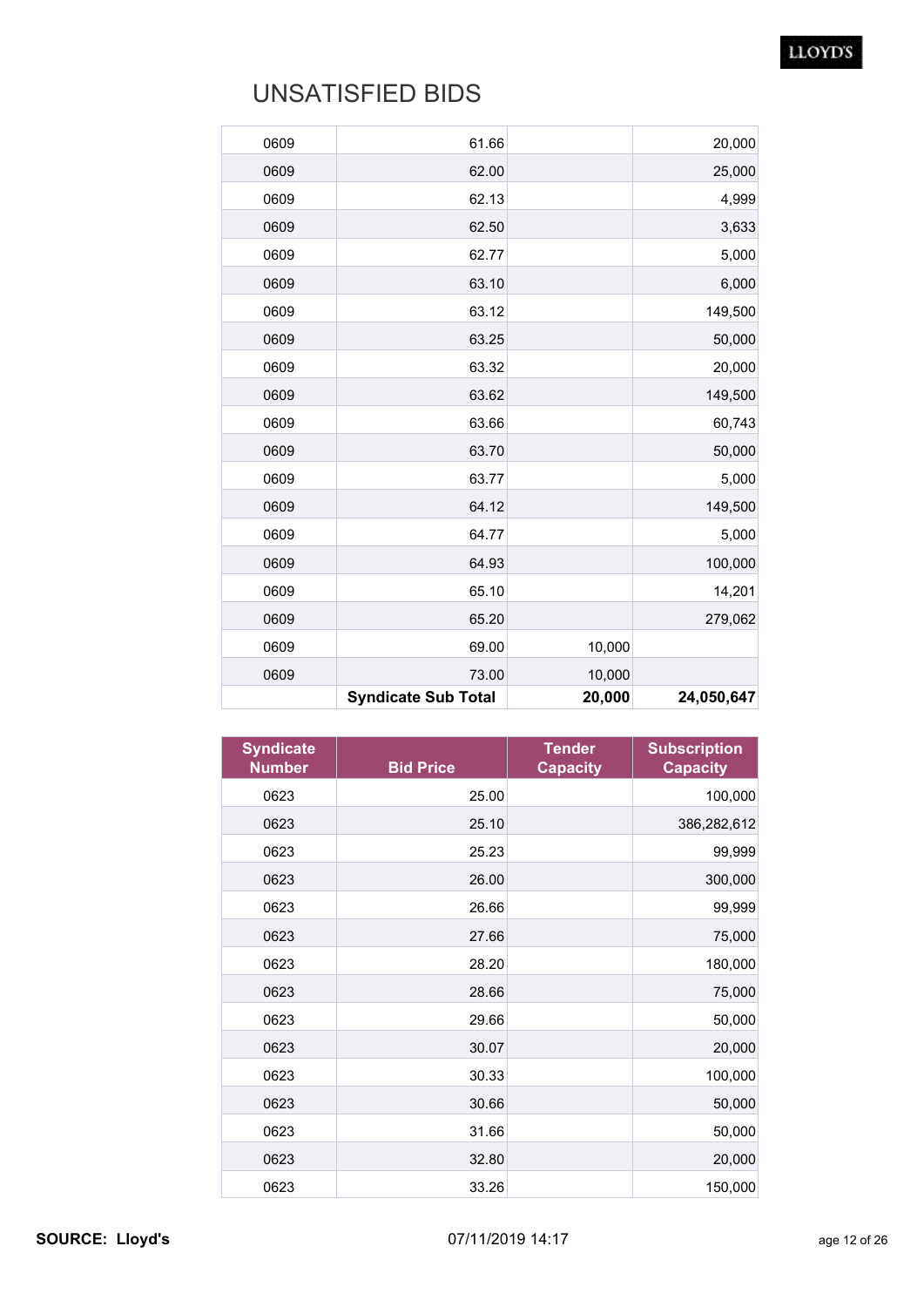# UNSATISFIED BIDS

| Syndicate Number | Bid Price | Tender Capacity | Subscription Capacity |
|---|---|---|---|
| 0609 | 61.66 | | 20,000 |
| 0609 | 62.00 | | 25,000 |
| 0609 | 62.13 | | 4,999 |
| 0609 | 62.50 | | 3,633 |
| 0609 | 62.77 | | 5,000 |
| 0609 | 63.10 | | 6,000 |
| 0609 | 63.12 | | 149,500 |
| 0609 | 63.25 | | 50,000 |
| 0609 | 63.32 | | 20,000 |
| 0609 | 63.62 | | 149,500 |
| 0609 | 63.66 | | 60,743 |
| 0609 | 63.70 | | 50,000 |
| 0609 | 63.77 | | 5,000 |
| 0609 | 64.12 | | 149,500 |
| 0609 | 64.77 | | 5,000 |
| 0609 | 64.93 | | 100,000 |
| 0609 | 65.10 | | 14,201 |
| 0609 | 65.20 | | 279,062 |
| 0609 | 69.00 | 10,000 | |
| 0609 | 73.00 | 10,000 | |
| | **Syndicate Sub Total** | **20,000** | **24,050,647** |

| Syndicate Number | Bid Price | Tender Capacity | Subscription Capacity |
|---|---|---|---|
| 0623 | 25.00 | | 100,000 |
| 0623 | 25.10 | | 386,282,612 |
| 0623 | 25.23 | | 99,999 |
| 0623 | 26.00 | | 300,000 |
| 0623 | 26.66 | | 99,999 |
| 0623 | 27.66 | | 75,000 |
| 0623 | 28.20 | | 180,000 |
| 0623 | 28.66 | | 75,000 |
| 0623 | 29.66 | | 50,000 |
| 0623 | 30.07 | | 20,000 |
| 0623 | 30.33 | | 100,000 |
| 0623 | 30.66 | | 50,000 |
| 0623 | 31.66 | | 50,000 |
| 0623 | 32.80 | | 20,000 |
| 0623 | 33.26 | | 150,000 |

**SOURCE: Lloyd's** 07/11/2019 14:17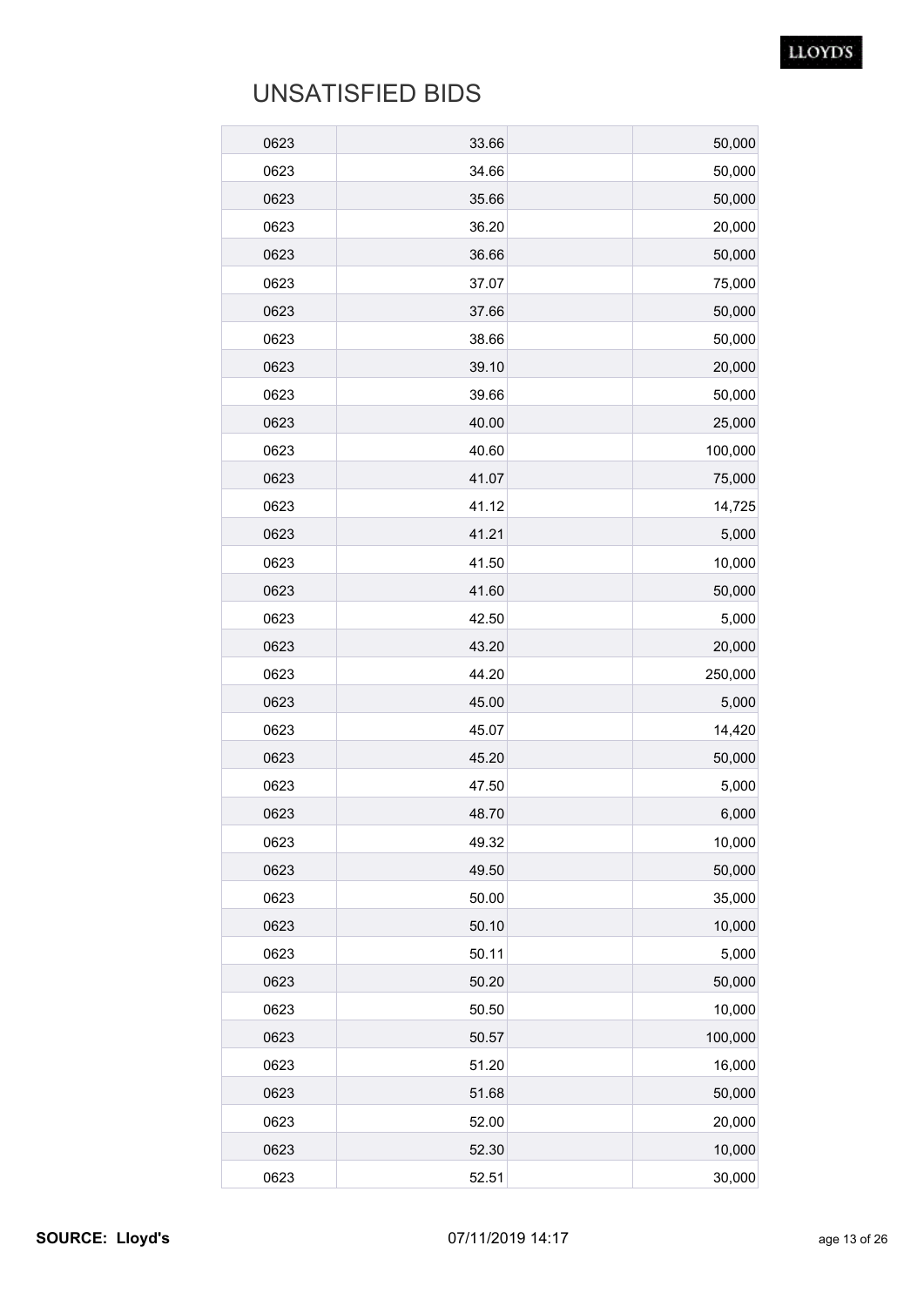# UNSATISFIED BIDS

| | | | |
|---|---|---|---|
| 0623 | 33.66 | | 50,000 |
| 0623 | 34.66 | | 50,000 |
| 0623 | 35.66 | | 50,000 |
| 0623 | 36.20 | | 20,000 |
| 0623 | 36.66 | | 50,000 |
| 0623 | 37.07 | | 75,000 |
| 0623 | 37.66 | | 50,000 |
| 0623 | 38.66 | | 50,000 |
| 0623 | 39.10 | | 20,000 |
| 0623 | 39.66 | | 50,000 |
| 0623 | 40.00 | | 25,000 |
| 0623 | 40.60 | | 100,000 |
| 0623 | 41.07 | | 75,000 |
| 0623 | 41.12 | | 14,725 |
| 0623 | 41.21 | | 5,000 |
| 0623 | 41.50 | | 10,000 |
| 0623 | 41.60 | | 50,000 |
| 0623 | 42.50 | | 5,000 |
| 0623 | 43.20 | | 20,000 |
| 0623 | 44.20 | | 250,000 |
| 0623 | 45.00 | | 5,000 |
| 0623 | 45.07 | | 14,420 |
| 0623 | 45.20 | | 50,000 |
| 0623 | 47.50 | | 5,000 |
| 0623 | 48.70 | | 6,000 |
| 0623 | 49.32 | | 10,000 |
| 0623 | 49.50 | | 50,000 |
| 0623 | 50.00 | | 35,000 |
| 0623 | 50.10 | | 10,000 |
| 0623 | 50.11 | | 5,000 |
| 0623 | 50.20 | | 50,000 |
| 0623 | 50.50 | | 10,000 |
| 0623 | 50.57 | | 100,000 |
| 0623 | 51.20 | | 16,000 |
| 0623 | 51.68 | | 50,000 |
| 0623 | 52.00 | | 20,000 |
| 0623 | 52.30 | | 10,000 |
| 0623 | 52.51 | | 30,000 |

**SOURCE: Lloyd's** 07/11/2019 14:17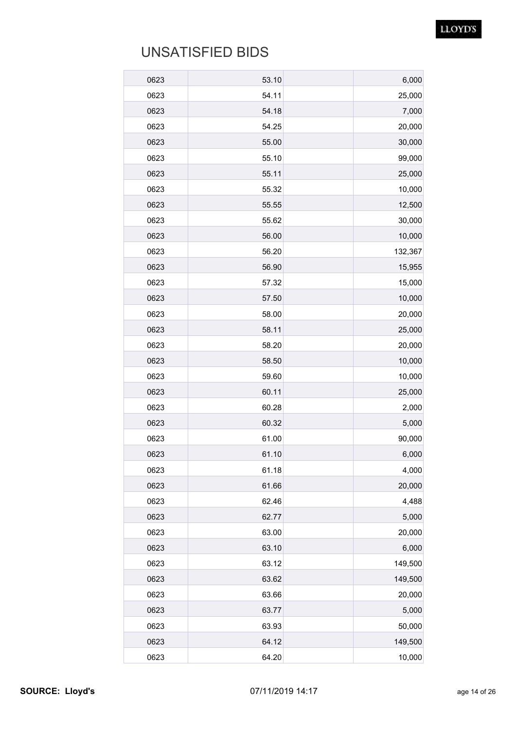# UNSATISFIED BIDS

| | | | |
|---|---|---|---|
| 0623 | 53.10 | | 6,000 |
| 0623 | 54.11 | | 25,000 |
| 0623 | 54.18 | | 7,000 |
| 0623 | 54.25 | | 20,000 |
| 0623 | 55.00 | | 30,000 |
| 0623 | 55.10 | | 99,000 |
| 0623 | 55.11 | | 25,000 |
| 0623 | 55.32 | | 10,000 |
| 0623 | 55.55 | | 12,500 |
| 0623 | 55.62 | | 30,000 |
| 0623 | 56.00 | | 10,000 |
| 0623 | 56.20 | | 132,367 |
| 0623 | 56.90 | | 15,955 |
| 0623 | 57.32 | | 15,000 |
| 0623 | 57.50 | | 10,000 |
| 0623 | 58.00 | | 20,000 |
| 0623 | 58.11 | | 25,000 |
| 0623 | 58.20 | | 20,000 |
| 0623 | 58.50 | | 10,000 |
| 0623 | 59.60 | | 10,000 |
| 0623 | 60.11 | | 25,000 |
| 0623 | 60.28 | | 2,000 |
| 0623 | 60.32 | | 5,000 |
| 0623 | 61.00 | | 90,000 |
| 0623 | 61.10 | | 6,000 |
| 0623 | 61.18 | | 4,000 |
| 0623 | 61.66 | | 20,000 |
| 0623 | 62.46 | | 4,488 |
| 0623 | 62.77 | | 5,000 |
| 0623 | 63.00 | | 20,000 |
| 0623 | 63.10 | | 6,000 |
| 0623 | 63.12 | | 149,500 |
| 0623 | 63.62 | | 149,500 |
| 0623 | 63.66 | | 20,000 |
| 0623 | 63.77 | | 5,000 |
| 0623 | 63.93 | | 50,000 |
| 0623 | 64.12 | | 149,500 |
| 0623 | 64.20 | | 10,000 |

**SOURCE: Lloyd's** 07/11/2019 14:17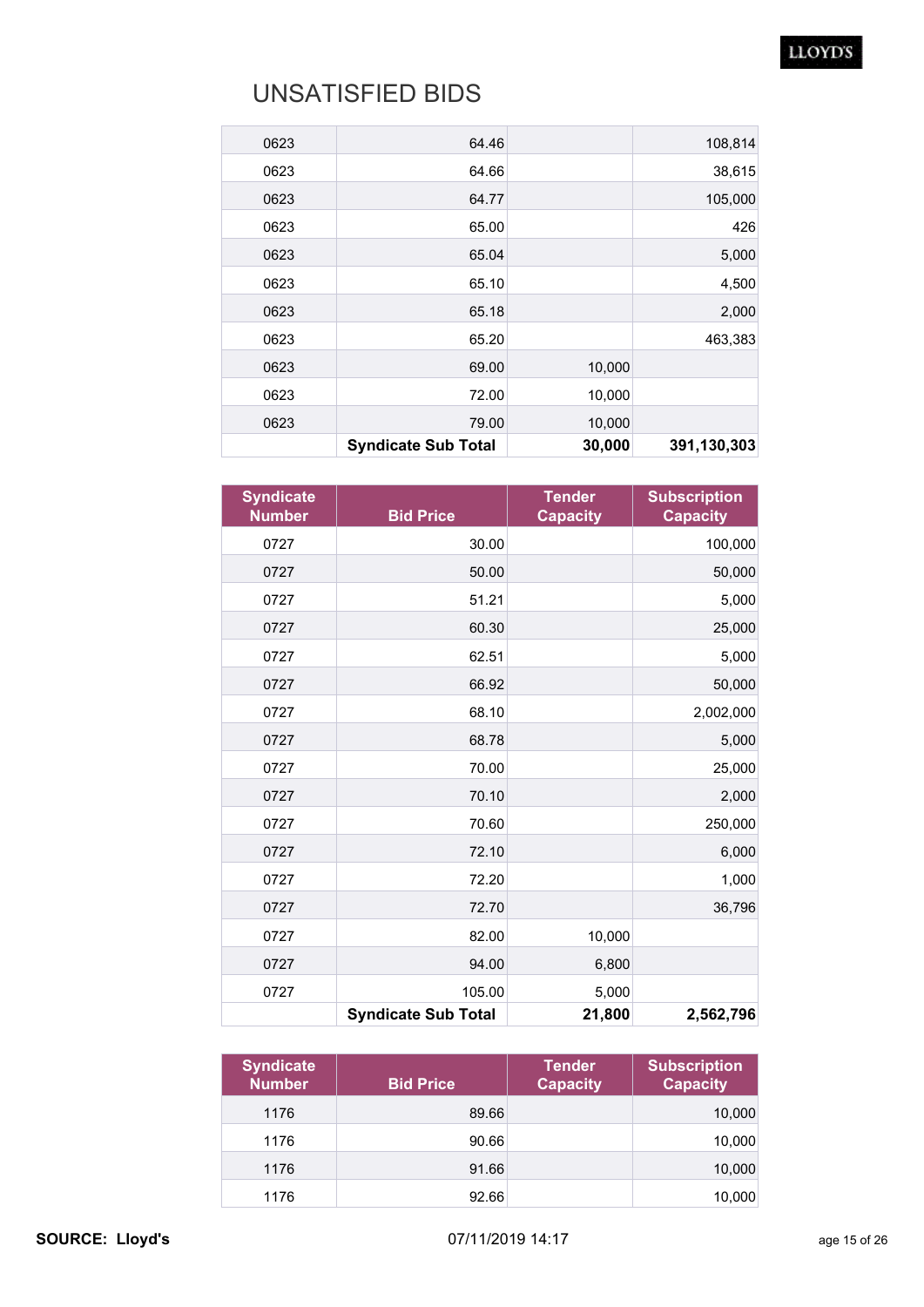# UNSATISFIED BIDS

| | | | |
|---|---|---|---|
| 0623 | 64.46 | | 108,814 |
| 0623 | 64.66 | | 38,615 |
| 0623 | 64.77 | | 105,000 |
| 0623 | 65.00 | | 426 |
| 0623 | 65.04 | | 5,000 |
| 0623 | 65.10 | | 4,500 |
| 0623 | 65.18 | | 2,000 |
| 0623 | 65.20 | | 463,383 |
| 0623 | 69.00 | 10,000 | |
| 0623 | 72.00 | 10,000 | |
| 0623 | 79.00 | 10,000 | |
| | **Syndicate Sub Total** | **30,000** | **391,130,303** |

| Syndicate Number | Bid Price | Tender Capacity | Subscription Capacity |
|---|---|---|---|
| 0727 | 30.00 | | 100,000 |
| 0727 | 50.00 | | 50,000 |
| 0727 | 51.21 | | 5,000 |
| 0727 | 60.30 | | 25,000 |
| 0727 | 62.51 | | 5,000 |
| 0727 | 66.92 | | 50,000 |
| 0727 | 68.10 | | 2,002,000 |
| 0727 | 68.78 | | 5,000 |
| 0727 | 70.00 | | 25,000 |
| 0727 | 70.10 | | 2,000 |
| 0727 | 70.60 | | 250,000 |
| 0727 | 72.10 | | 6,000 |
| 0727 | 72.20 | | 1,000 |
| 0727 | 72.70 | | 36,796 |
| 0727 | 82.00 | 10,000 | |
| 0727 | 94.00 | 6,800 | |
| 0727 | 105.00 | 5,000 | |
| | **Syndicate Sub Total** | **21,800** | **2,562,796** |

| Syndicate Number | Bid Price | Tender Capacity | Subscription Capacity |
|---|---|---|---|
| 1176 | 89.66 | | 10,000 |
| 1176 | 90.66 | | 10,000 |
| 1176 | 91.66 | | 10,000 |
| 1176 | 92.66 | | 10,000 |

**SOURCE: Lloyd's** 07/11/2019 14:17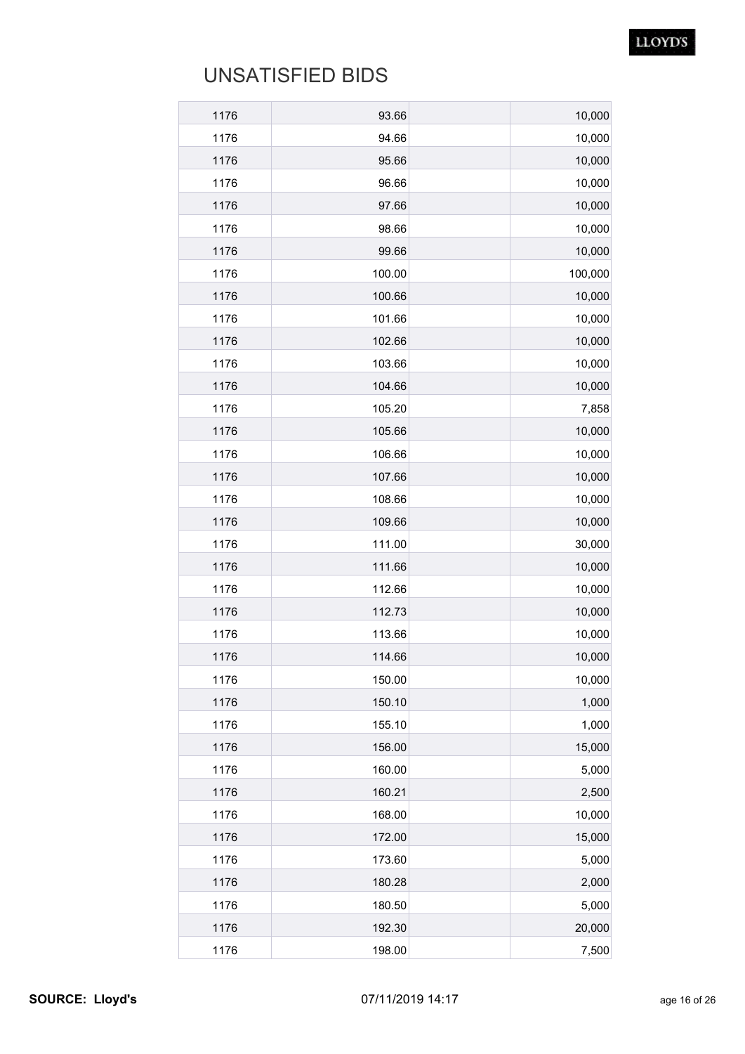# UNSATISFIED BIDS

| | | | |
|---|---|---|---|
| 1176 | 93.66 | | 10,000 |
| 1176 | 94.66 | | 10,000 |
| 1176 | 95.66 | | 10,000 |
| 1176 | 96.66 | | 10,000 |
| 1176 | 97.66 | | 10,000 |
| 1176 | 98.66 | | 10,000 |
| 1176 | 99.66 | | 10,000 |
| 1176 | 100.00 | | 100,000 |
| 1176 | 100.66 | | 10,000 |
| 1176 | 101.66 | | 10,000 |
| 1176 | 102.66 | | 10,000 |
| 1176 | 103.66 | | 10,000 |
| 1176 | 104.66 | | 10,000 |
| 1176 | 105.20 | | 7,858 |
| 1176 | 105.66 | | 10,000 |
| 1176 | 106.66 | | 10,000 |
| 1176 | 107.66 | | 10,000 |
| 1176 | 108.66 | | 10,000 |
| 1176 | 109.66 | | 10,000 |
| 1176 | 111.00 | | 30,000 |
| 1176 | 111.66 | | 10,000 |
| 1176 | 112.66 | | 10,000 |
| 1176 | 112.73 | | 10,000 |
| 1176 | 113.66 | | 10,000 |
| 1176 | 114.66 | | 10,000 |
| 1176 | 150.00 | | 10,000 |
| 1176 | 150.10 | | 1,000 |
| 1176 | 155.10 | | 1,000 |
| 1176 | 156.00 | | 15,000 |
| 1176 | 160.00 | | 5,000 |
| 1176 | 160.21 | | 2,500 |
| 1176 | 168.00 | | 10,000 |
| 1176 | 172.00 | | 15,000 |
| 1176 | 173.60 | | 5,000 |
| 1176 | 180.28 | | 2,000 |
| 1176 | 180.50 | | 5,000 |
| 1176 | 192.30 | | 20,000 |
| 1176 | 198.00 | | 7,500 |

**SOURCE: Lloyd's** 07/11/2019 14:17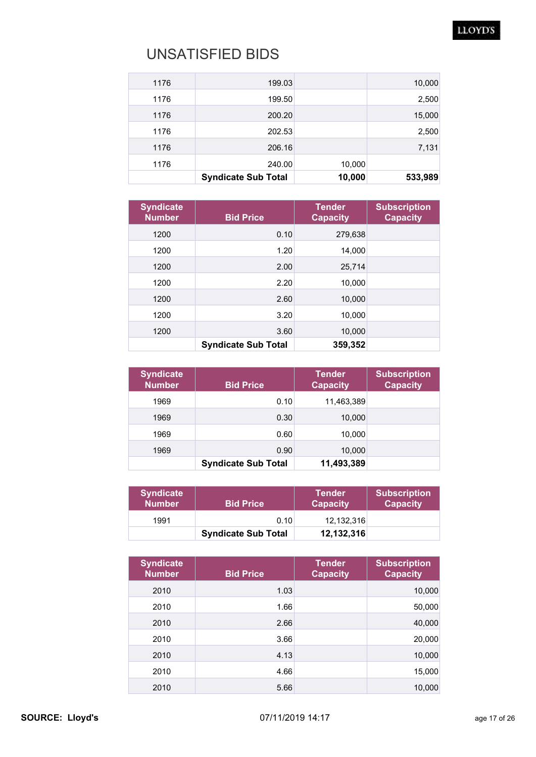# UNSATISFIED BIDS

| Syndicate Number | Bid Price | Tender Capacity | Subscription Capacity |
|---|---|---|---|
| 1176 | 199.03 | | 10,000 |
| 1176 | 199.50 | | 2,500 |
| 1176 | 200.20 | | 15,000 |
| 1176 | 202.53 | | 2,500 |
| 1176 | 206.16 | | 7,131 |
| 1176 | 240.00 | 10,000 | |
| | **Syndicate Sub Total** | **10,000** | **533,989** |

| Syndicate Number | Bid Price | Tender Capacity | Subscription Capacity |
|---|---|---|---|
| 1200 | 0.10 | 279,638 | |
| 1200 | 1.20 | 14,000 | |
| 1200 | 2.00 | 25,714 | |
| 1200 | 2.20 | 10,000 | |
| 1200 | 2.60 | 10,000 | |
| 1200 | 3.20 | 10,000 | |
| 1200 | 3.60 | 10,000 | |
| | **Syndicate Sub Total** | **359,352** | |

| Syndicate Number | Bid Price | Tender Capacity | Subscription Capacity |
|---|---|---|---|
| 1969 | 0.10 | 11,463,389 | |
| 1969 | 0.30 | 10,000 | |
| 1969 | 0.60 | 10,000 | |
| 1969 | 0.90 | 10,000 | |
| | **Syndicate Sub Total** | **11,493,389** | |

| Syndicate Number | Bid Price | Tender Capacity | Subscription Capacity |
|---|---|---|---|
| 1991 | 0.10 | 12,132,316 | |
| | **Syndicate Sub Total** | **12,132,316** | |

| Syndicate Number | Bid Price | Tender Capacity | Subscription Capacity |
|---|---|---|---|
| 2010 | 1.03 | | 10,000 |
| 2010 | 1.66 | | 50,000 |
| 2010 | 2.66 | | 40,000 |
| 2010 | 3.66 | | 20,000 |
| 2010 | 4.13 | | 10,000 |
| 2010 | 4.66 | | 15,000 |
| 2010 | 5.66 | | 10,000 |

**SOURCE: Lloyd's** 07/11/2019 14:17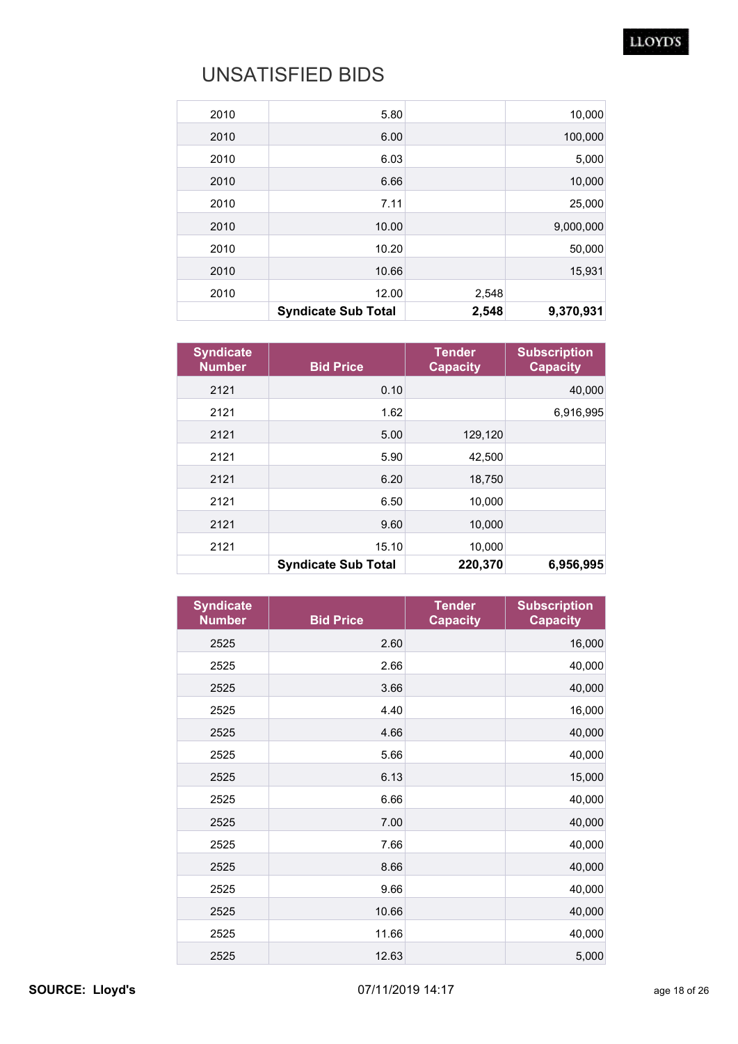# UNSATISFIED BIDS

| Syndicate Number | Bid Price | Tender Capacity | Subscription Capacity |
|---|---|---|---|
| 2010 | 5.80 | | 10,000 |
| 2010 | 6.00 | | 100,000 |
| 2010 | 6.03 | | 5,000 |
| 2010 | 6.66 | | 10,000 |
| 2010 | 7.11 | | 25,000 |
| 2010 | 10.00 | | 9,000,000 |
| 2010 | 10.20 | | 50,000 |
| 2010 | 10.66 | | 15,931 |
| 2010 | 12.00 | 2,548 | |
| | **Syndicate Sub Total** | **2,548** | **9,370,931** |

| Syndicate Number | Bid Price | Tender Capacity | Subscription Capacity |
|---|---|---|---|
| 2121 | 0.10 | | 40,000 |
| 2121 | 1.62 | | 6,916,995 |
| 2121 | 5.00 | 129,120 | |
| 2121 | 5.90 | 42,500 | |
| 2121 | 6.20 | 18,750 | |
| 2121 | 6.50 | 10,000 | |
| 2121 | 9.60 | 10,000 | |
| 2121 | 15.10 | 10,000 | |
| | **Syndicate Sub Total** | **220,370** | **6,956,995** |

| Syndicate Number | Bid Price | Tender Capacity | Subscription Capacity |
|---|---|---|---|
| 2525 | 2.60 | | 16,000 |
| 2525 | 2.66 | | 40,000 |
| 2525 | 3.66 | | 40,000 |
| 2525 | 4.40 | | 16,000 |
| 2525 | 4.66 | | 40,000 |
| 2525 | 5.66 | | 40,000 |
| 2525 | 6.13 | | 15,000 |
| 2525 | 6.66 | | 40,000 |
| 2525 | 7.00 | | 40,000 |
| 2525 | 7.66 | | 40,000 |
| 2525 | 8.66 | | 40,000 |
| 2525 | 9.66 | | 40,000 |
| 2525 | 10.66 | | 40,000 |
| 2525 | 11.66 | | 40,000 |
| 2525 | 12.63 | | 5,000 |

**SOURCE: Lloyd's** 07/11/2019 14:17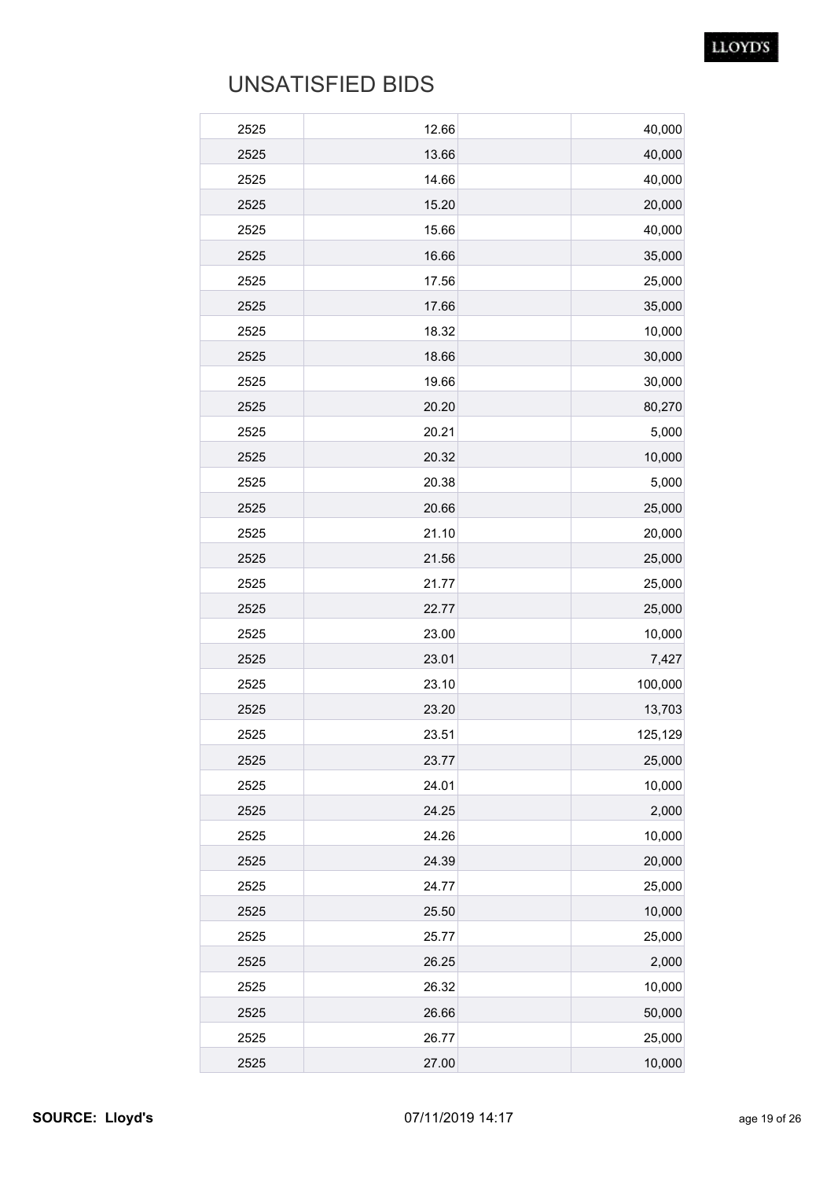# UNSATISFIED BIDS

| | | | |
|---|---|---|---|
| 2525 | 12.66 | | 40,000 |
| 2525 | 13.66 | | 40,000 |
| 2525 | 14.66 | | 40,000 |
| 2525 | 15.20 | | 20,000 |
| 2525 | 15.66 | | 40,000 |
| 2525 | 16.66 | | 35,000 |
| 2525 | 17.56 | | 25,000 |
| 2525 | 17.66 | | 35,000 |
| 2525 | 18.32 | | 10,000 |
| 2525 | 18.66 | | 30,000 |
| 2525 | 19.66 | | 30,000 |
| 2525 | 20.20 | | 80,270 |
| 2525 | 20.21 | | 5,000 |
| 2525 | 20.32 | | 10,000 |
| 2525 | 20.38 | | 5,000 |
| 2525 | 20.66 | | 25,000 |
| 2525 | 21.10 | | 20,000 |
| 2525 | 21.56 | | 25,000 |
| 2525 | 21.77 | | 25,000 |
| 2525 | 22.77 | | 25,000 |
| 2525 | 23.00 | | 10,000 |
| 2525 | 23.01 | | 7,427 |
| 2525 | 23.10 | | 100,000 |
| 2525 | 23.20 | | 13,703 |
| 2525 | 23.51 | | 125,129 |
| 2525 | 23.77 | | 25,000 |
| 2525 | 24.01 | | 10,000 |
| 2525 | 24.25 | | 2,000 |
| 2525 | 24.26 | | 10,000 |
| 2525 | 24.39 | | 20,000 |
| 2525 | 24.77 | | 25,000 |
| 2525 | 25.50 | | 10,000 |
| 2525 | 25.77 | | 25,000 |
| 2525 | 26.25 | | 2,000 |
| 2525 | 26.32 | | 10,000 |
| 2525 | 26.66 | | 50,000 |
| 2525 | 26.77 | | 25,000 |
| 2525 | 27.00 | | 10,000 |

**SOURCE: Lloyd's** 07/11/2019 14:17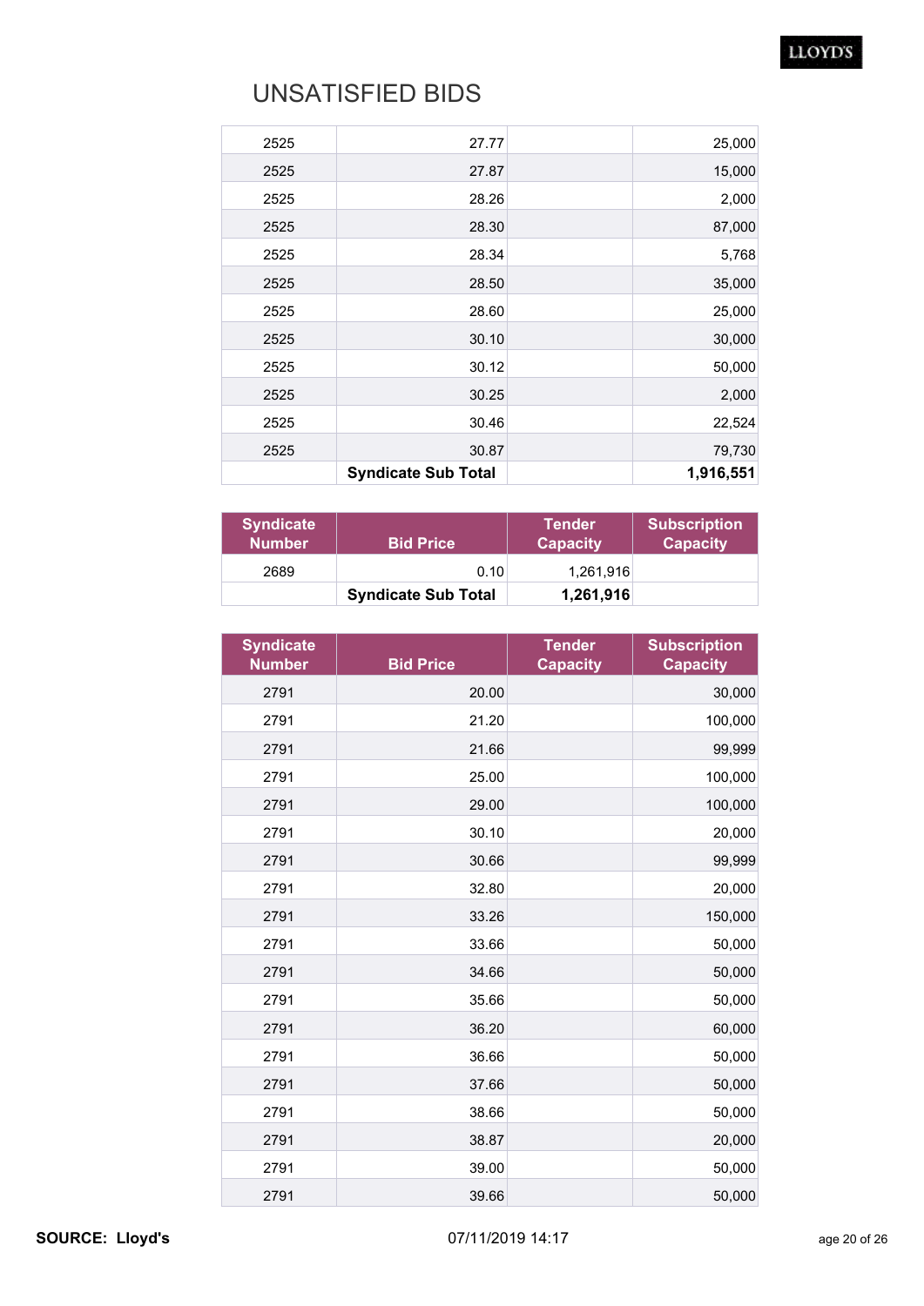# UNSATISFIED BIDS

| | | | |
|---|---|---|---|
| 2525 | 27.77 | | 25,000 |
| 2525 | 27.87 | | 15,000 |
| 2525 | 28.26 | | 2,000 |
| 2525 | 28.30 | | 87,000 |
| 2525 | 28.34 | | 5,768 |
| 2525 | 28.50 | | 35,000 |
| 2525 | 28.60 | | 25,000 |
| 2525 | 30.10 | | 30,000 |
| 2525 | 30.12 | | 50,000 |
| 2525 | 30.25 | | 2,000 |
| 2525 | 30.46 | | 22,524 |
| 2525 | 30.87 | | 79,730 |
| | **Syndicate Sub Total** | | **1,916,551** |

| Syndicate Number | Bid Price | Tender Capacity | Subscription Capacity |
|---|---|---|---|
| 2689 | 0.10 | 1,261,916 | |
| | **Syndicate Sub Total** | **1,261,916** | |

| Syndicate Number | Bid Price | Tender Capacity | Subscription Capacity |
|---|---|---|---|
| 2791 | 20.00 | | 30,000 |
| 2791 | 21.20 | | 100,000 |
| 2791 | 21.66 | | 99,999 |
| 2791 | 25.00 | | 100,000 |
| 2791 | 29.00 | | 100,000 |
| 2791 | 30.10 | | 20,000 |
| 2791 | 30.66 | | 99,999 |
| 2791 | 32.80 | | 20,000 |
| 2791 | 33.26 | | 150,000 |
| 2791 | 33.66 | | 50,000 |
| 2791 | 34.66 | | 50,000 |
| 2791 | 35.66 | | 50,000 |
| 2791 | 36.20 | | 60,000 |
| 2791 | 36.66 | | 50,000 |
| 2791 | 37.66 | | 50,000 |
| 2791 | 38.66 | | 50,000 |
| 2791 | 38.87 | | 20,000 |
| 2791 | 39.00 | | 50,000 |
| 2791 | 39.66 | | 50,000 |

**SOURCE: Lloyd's** 07/11/2019 14:17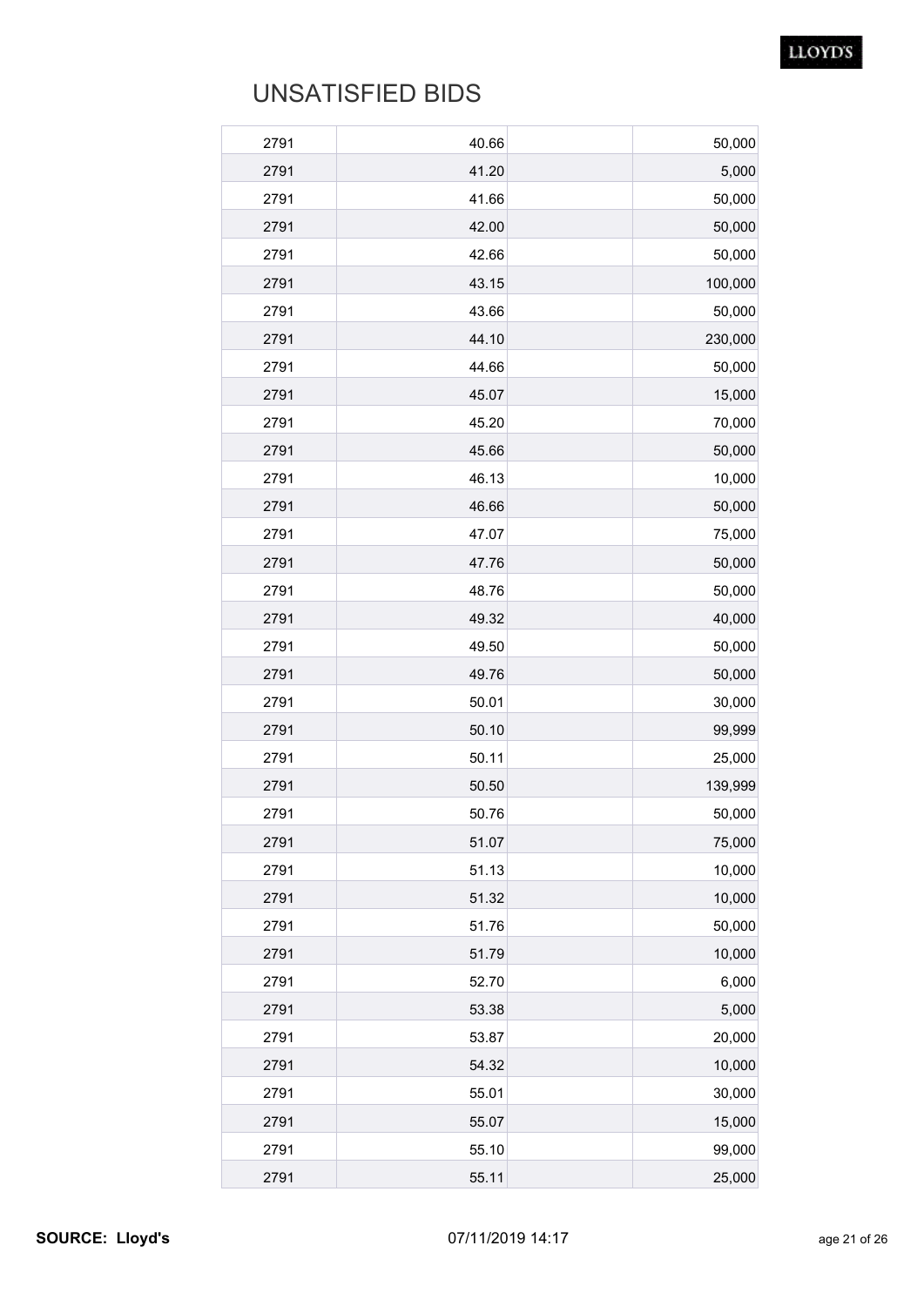# UNSATISFIED BIDS

| | | | |
|---|---|---|---|
| 2791 | 40.66 | | 50,000 |
| 2791 | 41.20 | | 5,000 |
| 2791 | 41.66 | | 50,000 |
| 2791 | 42.00 | | 50,000 |
| 2791 | 42.66 | | 50,000 |
| 2791 | 43.15 | | 100,000 |
| 2791 | 43.66 | | 50,000 |
| 2791 | 44.10 | | 230,000 |
| 2791 | 44.66 | | 50,000 |
| 2791 | 45.07 | | 15,000 |
| 2791 | 45.20 | | 70,000 |
| 2791 | 45.66 | | 50,000 |
| 2791 | 46.13 | | 10,000 |
| 2791 | 46.66 | | 50,000 |
| 2791 | 47.07 | | 75,000 |
| 2791 | 47.76 | | 50,000 |
| 2791 | 48.76 | | 50,000 |
| 2791 | 49.32 | | 40,000 |
| 2791 | 49.50 | | 50,000 |
| 2791 | 49.76 | | 50,000 |
| 2791 | 50.01 | | 30,000 |
| 2791 | 50.10 | | 99,999 |
| 2791 | 50.11 | | 25,000 |
| 2791 | 50.50 | | 139,999 |
| 2791 | 50.76 | | 50,000 |
| 2791 | 51.07 | | 75,000 |
| 2791 | 51.13 | | 10,000 |
| 2791 | 51.32 | | 10,000 |
| 2791 | 51.76 | | 50,000 |
| 2791 | 51.79 | | 10,000 |
| 2791 | 52.70 | | 6,000 |
| 2791 | 53.38 | | 5,000 |
| 2791 | 53.87 | | 20,000 |
| 2791 | 54.32 | | 10,000 |
| 2791 | 55.01 | | 30,000 |
| 2791 | 55.07 | | 15,000 |
| 2791 | 55.10 | | 99,000 |
| 2791 | 55.11 | | 25,000 |

**SOURCE: Lloyd's** 07/11/2019 14:17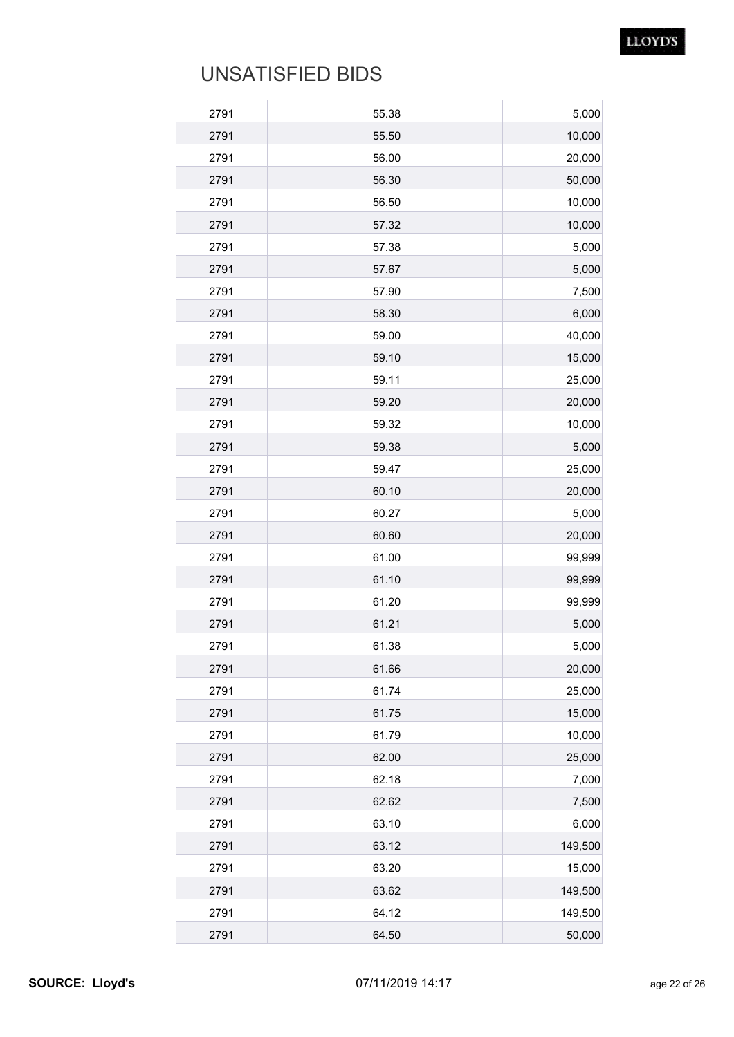# UNSATISFIED BIDS

| | | | |
|---|---|---|---|
| 2791 | 55.38 | | 5,000 |
| 2791 | 55.50 | | 10,000 |
| 2791 | 56.00 | | 20,000 |
| 2791 | 56.30 | | 50,000 |
| 2791 | 56.50 | | 10,000 |
| 2791 | 57.32 | | 10,000 |
| 2791 | 57.38 | | 5,000 |
| 2791 | 57.67 | | 5,000 |
| 2791 | 57.90 | | 7,500 |
| 2791 | 58.30 | | 6,000 |
| 2791 | 59.00 | | 40,000 |
| 2791 | 59.10 | | 15,000 |
| 2791 | 59.11 | | 25,000 |
| 2791 | 59.20 | | 20,000 |
| 2791 | 59.32 | | 10,000 |
| 2791 | 59.38 | | 5,000 |
| 2791 | 59.47 | | 25,000 |
| 2791 | 60.10 | | 20,000 |
| 2791 | 60.27 | | 5,000 |
| 2791 | 60.60 | | 20,000 |
| 2791 | 61.00 | | 99,999 |
| 2791 | 61.10 | | 99,999 |
| 2791 | 61.20 | | 99,999 |
| 2791 | 61.21 | | 5,000 |
| 2791 | 61.38 | | 5,000 |
| 2791 | 61.66 | | 20,000 |
| 2791 | 61.74 | | 25,000 |
| 2791 | 61.75 | | 15,000 |
| 2791 | 61.79 | | 10,000 |
| 2791 | 62.00 | | 25,000 |
| 2791 | 62.18 | | 7,000 |
| 2791 | 62.62 | | 7,500 |
| 2791 | 63.10 | | 6,000 |
| 2791 | 63.12 | | 149,500 |
| 2791 | 63.20 | | 15,000 |
| 2791 | 63.62 | | 149,500 |
| 2791 | 64.12 | | 149,500 |
| 2791 | 64.50 | | 50,000 |

**SOURCE: Lloyd's** 07/11/2019 14:17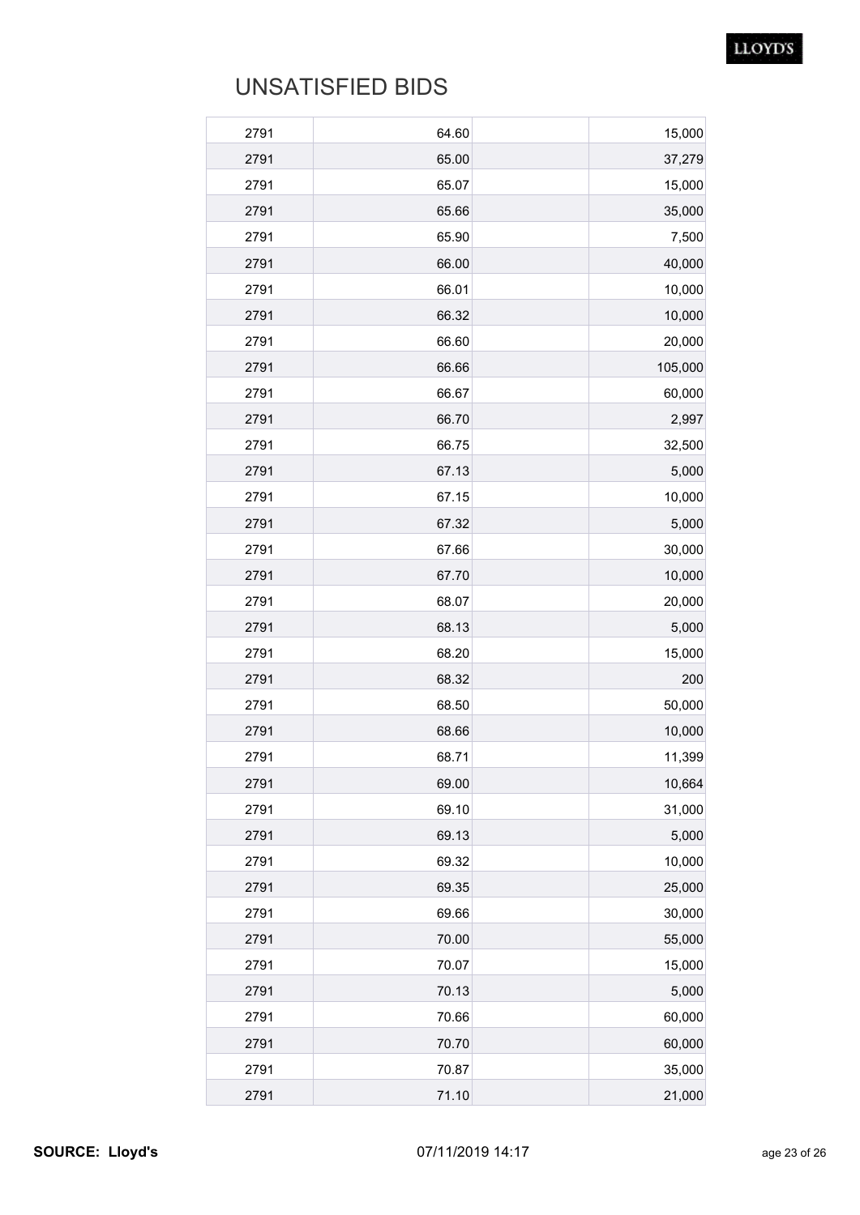# UNSATISFIED BIDS

| | | | |
|---|---|---|---|
| 2791 | 64.60 | | 15,000 |
| 2791 | 65.00 | | 37,279 |
| 2791 | 65.07 | | 15,000 |
| 2791 | 65.66 | | 35,000 |
| 2791 | 65.90 | | 7,500 |
| 2791 | 66.00 | | 40,000 |
| 2791 | 66.01 | | 10,000 |
| 2791 | 66.32 | | 10,000 |
| 2791 | 66.60 | | 20,000 |
| 2791 | 66.66 | | 105,000 |
| 2791 | 66.67 | | 60,000 |
| 2791 | 66.70 | | 2,997 |
| 2791 | 66.75 | | 32,500 |
| 2791 | 67.13 | | 5,000 |
| 2791 | 67.15 | | 10,000 |
| 2791 | 67.32 | | 5,000 |
| 2791 | 67.66 | | 30,000 |
| 2791 | 67.70 | | 10,000 |
| 2791 | 68.07 | | 20,000 |
| 2791 | 68.13 | | 5,000 |
| 2791 | 68.20 | | 15,000 |
| 2791 | 68.32 | | 200 |
| 2791 | 68.50 | | 50,000 |
| 2791 | 68.66 | | 10,000 |
| 2791 | 68.71 | | 11,399 |
| 2791 | 69.00 | | 10,664 |
| 2791 | 69.10 | | 31,000 |
| 2791 | 69.13 | | 5,000 |
| 2791 | 69.32 | | 10,000 |
| 2791 | 69.35 | | 25,000 |
| 2791 | 69.66 | | 30,000 |
| 2791 | 70.00 | | 55,000 |
| 2791 | 70.07 | | 15,000 |
| 2791 | 70.13 | | 5,000 |
| 2791 | 70.66 | | 60,000 |
| 2791 | 70.70 | | 60,000 |
| 2791 | 70.87 | | 35,000 |
| 2791 | 71.10 | | 21,000 |

**SOURCE: Lloyd's** 07/11/2019 14:17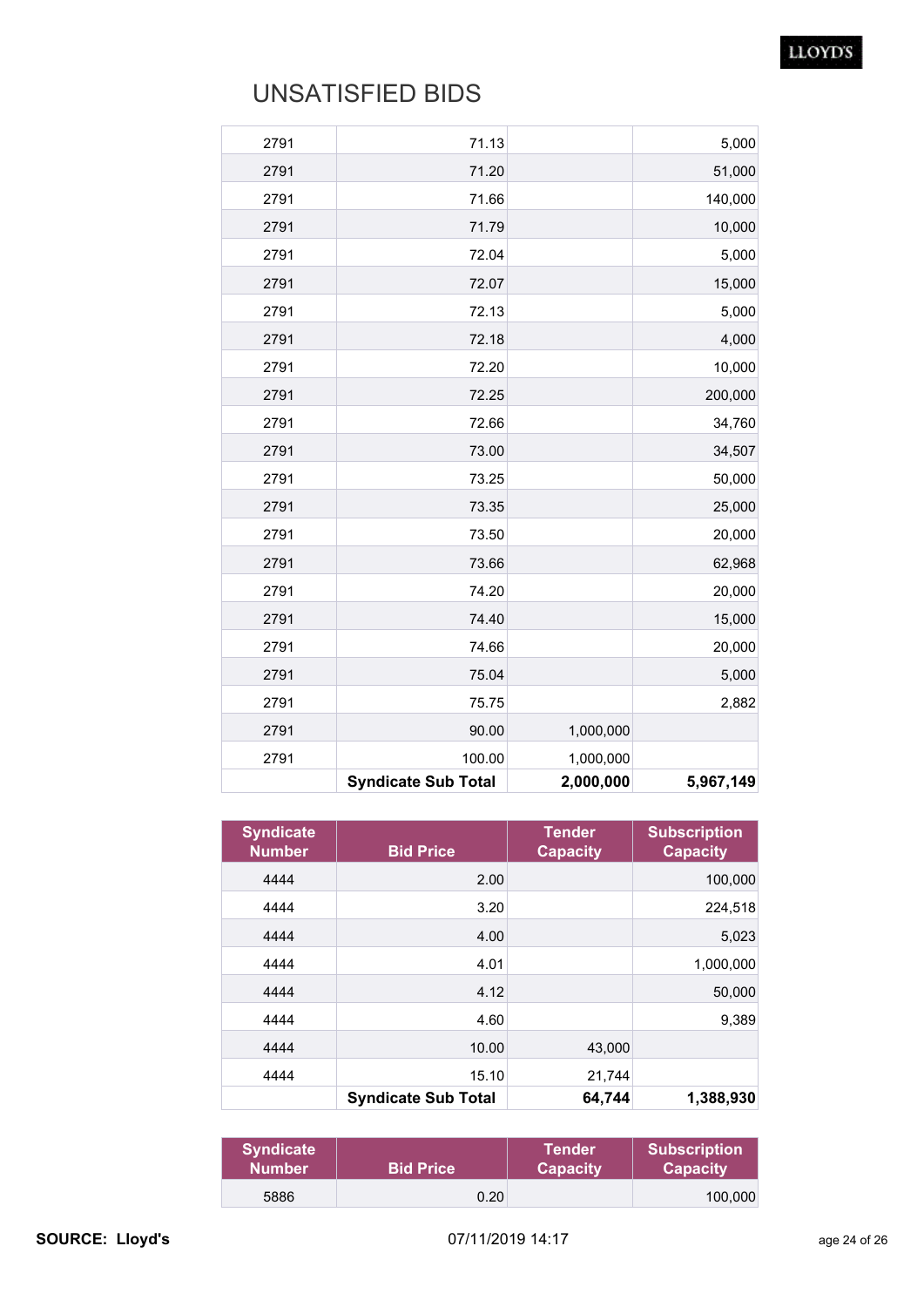# UNSATISFIED BIDS

| | | | |
|---|---|---|---|
| 2791 | 71.13 | | 5,000 |
| 2791 | 71.20 | | 51,000 |
| 2791 | 71.66 | | 140,000 |
| 2791 | 71.79 | | 10,000 |
| 2791 | 72.04 | | 5,000 |
| 2791 | 72.07 | | 15,000 |
| 2791 | 72.13 | | 5,000 |
| 2791 | 72.18 | | 4,000 |
| 2791 | 72.20 | | 10,000 |
| 2791 | 72.25 | | 200,000 |
| 2791 | 72.66 | | 34,760 |
| 2791 | 73.00 | | 34,507 |
| 2791 | 73.25 | | 50,000 |
| 2791 | 73.35 | | 25,000 |
| 2791 | 73.50 | | 20,000 |
| 2791 | 73.66 | | 62,968 |
| 2791 | 74.20 | | 20,000 |
| 2791 | 74.40 | | 15,000 |
| 2791 | 74.66 | | 20,000 |
| 2791 | 75.04 | | 5,000 |
| 2791 | 75.75 | | 2,882 |
| 2791 | 90.00 | 1,000,000 | |
| 2791 | 100.00 | 1,000,000 | |
| | **Syndicate Sub Total** | **2,000,000** | **5,967,149** |

| Syndicate Number | Bid Price | Tender Capacity | Subscription Capacity |
|---|---|---|---|
| 4444 | 2.00 | | 100,000 |
| 4444 | 3.20 | | 224,518 |
| 4444 | 4.00 | | 5,023 |
| 4444 | 4.01 | | 1,000,000 |
| 4444 | 4.12 | | 50,000 |
| 4444 | 4.60 | | 9,389 |
| 4444 | 10.00 | 43,000 | |
| 4444 | 15.10 | 21,744 | |
| | **Syndicate Sub Total** | **64,744** | **1,388,930** |

| Syndicate Number | Bid Price | Tender Capacity | Subscription Capacity |
|---|---|---|---|
| 5886 | 0.20 | | 100,000 |

**SOURCE: Lloyd's** 07/11/2019 14:17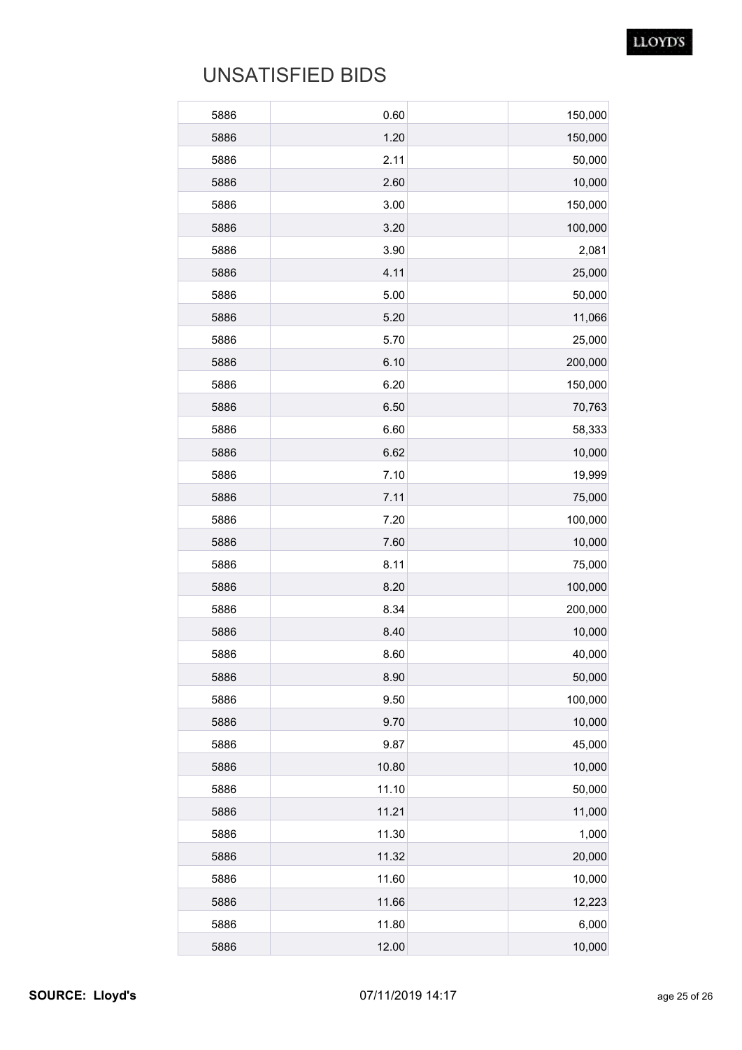# UNSATISFIED BIDS

| | | | |
|---|---|---|---|
| 5886 | 0.60 | | 150,000 |
| 5886 | 1.20 | | 150,000 |
| 5886 | 2.11 | | 50,000 |
| 5886 | 2.60 | | 10,000 |
| 5886 | 3.00 | | 150,000 |
| 5886 | 3.20 | | 100,000 |
| 5886 | 3.90 | | 2,081 |
| 5886 | 4.11 | | 25,000 |
| 5886 | 5.00 | | 50,000 |
| 5886 | 5.20 | | 11,066 |
| 5886 | 5.70 | | 25,000 |
| 5886 | 6.10 | | 200,000 |
| 5886 | 6.20 | | 150,000 |
| 5886 | 6.50 | | 70,763 |
| 5886 | 6.60 | | 58,333 |
| 5886 | 6.62 | | 10,000 |
| 5886 | 7.10 | | 19,999 |
| 5886 | 7.11 | | 75,000 |
| 5886 | 7.20 | | 100,000 |
| 5886 | 7.60 | | 10,000 |
| 5886 | 8.11 | | 75,000 |
| 5886 | 8.20 | | 100,000 |
| 5886 | 8.34 | | 200,000 |
| 5886 | 8.40 | | 10,000 |
| 5886 | 8.60 | | 40,000 |
| 5886 | 8.90 | | 50,000 |
| 5886 | 9.50 | | 100,000 |
| 5886 | 9.70 | | 10,000 |
| 5886 | 9.87 | | 45,000 |
| 5886 | 10.80 | | 10,000 |
| 5886 | 11.10 | | 50,000 |
| 5886 | 11.21 | | 11,000 |
| 5886 | 11.30 | | 1,000 |
| 5886 | 11.32 | | 20,000 |
| 5886 | 11.60 | | 10,000 |
| 5886 | 11.66 | | 12,223 |
| 5886 | 11.80 | | 6,000 |
| 5886 | 12.00 | | 10,000 |

**SOURCE: Lloyd's** 07/11/2019 14:17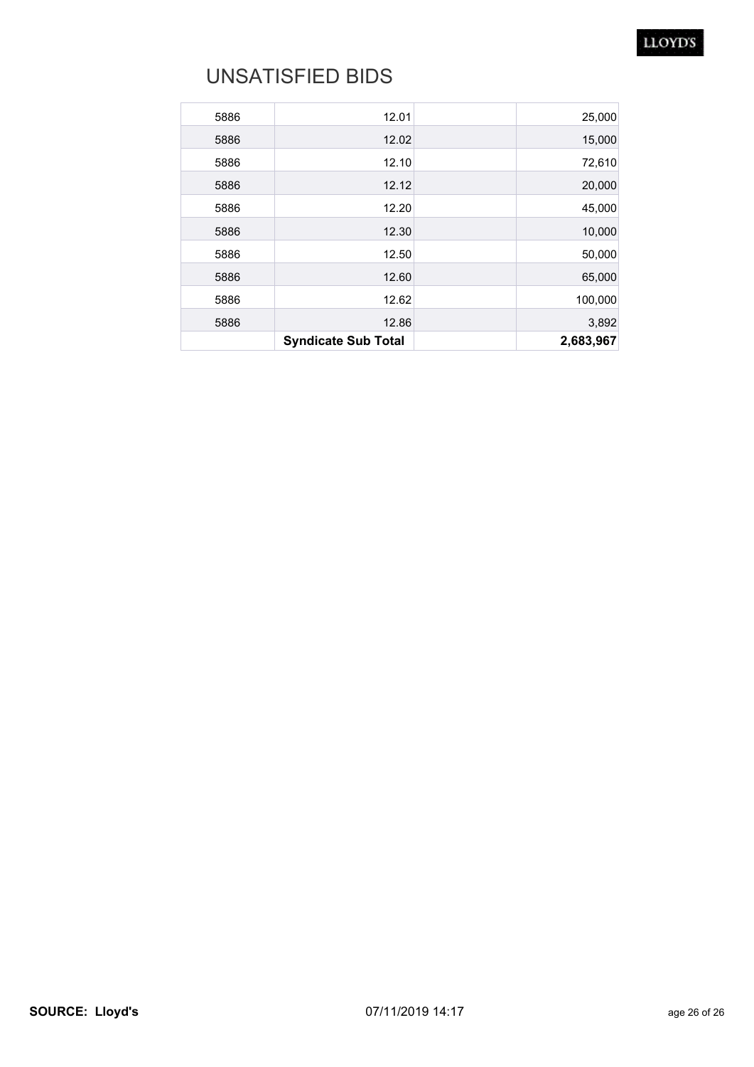## UNSATISFIED BIDS

| | | | |
|---|---|---|---|
| 5886 | 12.01 | | 25,000 |
| 5886 | 12.02 | | 15,000 |
| 5886 | 12.10 | | 72,610 |
| 5886 | 12.12 | | 20,000 |
| 5886 | 12.20 | | 45,000 |
| 5886 | 12.30 | | 10,000 |
| 5886 | 12.50 | | 50,000 |
| 5886 | 12.60 | | 65,000 |
| 5886 | 12.62 | | 100,000 |
| 5886 | 12.86 | | 3,892 |
| | **Syndicate Sub Total** | | **2,683,967** |

**SOURCE: Lloyd's** 07/11/2019 14:17